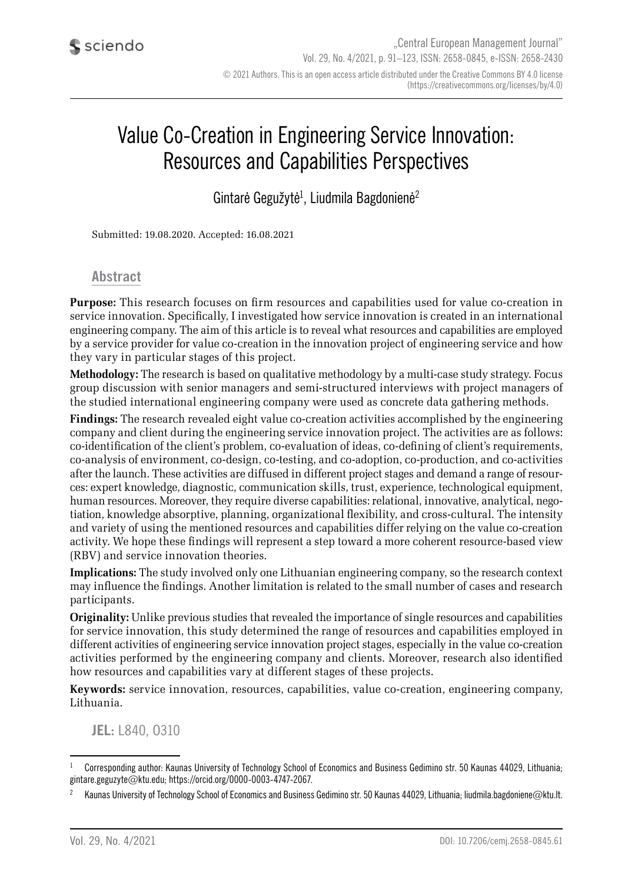# Value Co-Creation in Engineering Service Innovation: Resources and Capabilities Perspectives

Gintarė Gegužytė[1], Liudmila Bagdonienė[2]

Submitted: 19.08.2020. Accepted: 16.08.2021

## Abstract

**Purpose:** This research focuses on firm resources and capabilities used for value co-creation in service innovation. Specifically, I investigated how service innovation is created in an international engineering company. The aim of this article is to reveal what resources and capabilities are employed by a service provider for value co-creation in the innovation project of engineering service and how they vary in particular stages of this project.

**Methodology:** The research is based on qualitative methodology by a multi-case study strategy. Focus group discussion with senior managers and semi-structured interviews with project managers of the studied international engineering company were used as concrete data gathering methods.

**Findings:** The research revealed eight value co-creation activities accomplished by the engineering company and client during the engineering service innovation project. The activities are as follows: co-identification of the client's problem, co-evaluation of ideas, co-defining of client's requirements, co-analysis of environment, co-design, co-testing, and co-adoption, co-production, and co-activities after the launch. These activities are diffused in different project stages and demand a range of resources: expert knowledge, diagnostic, communication skills, trust, experience, technological equipment, human resources. Moreover, they require diverse capabilities: relational, innovative, analytical, negotiation, knowledge absorptive, planning, organizational flexibility, and cross-cultural. The intensity and variety of using the mentioned resources and capabilities differ relying on the value co-creation activity. We hope these findings will represent a step toward a more coherent resource-based view (RBV) and service innovation theories.

**Implications:** The study involved only one Lithuanian engineering company, so the research context may influence the findings. Another limitation is related to the small number of cases and research participants.

**Originality:** Unlike previous studies that revealed the importance of single resources and capabilities for service innovation, this study determined the range of resources and capabilities employed in different activities of engineering service innovation project stages, especially in the value co-creation activities performed by the engineering company and clients. Moreover, research also identified how resources and capabilities vary at different stages of these projects.

**Keywords:** service innovation, resources, capabilities, value co-creation, engineering company, Lithuania.

**JEL:** L840, O310

---

[1] Corresponding author: Kaunas University of Technology School of Economics and Business Gedimino str. 50 Kaunas 44029, Lithuania; gintare.geguzyte@ktu.edu; https://orcid.org/0000-0003-4747-2067.

[2] Kaunas University of Technology School of Economics and Business Gedimino str. 50 Kaunas 44029, Lithuania; liudmila.bagdoniene@ktu.lt.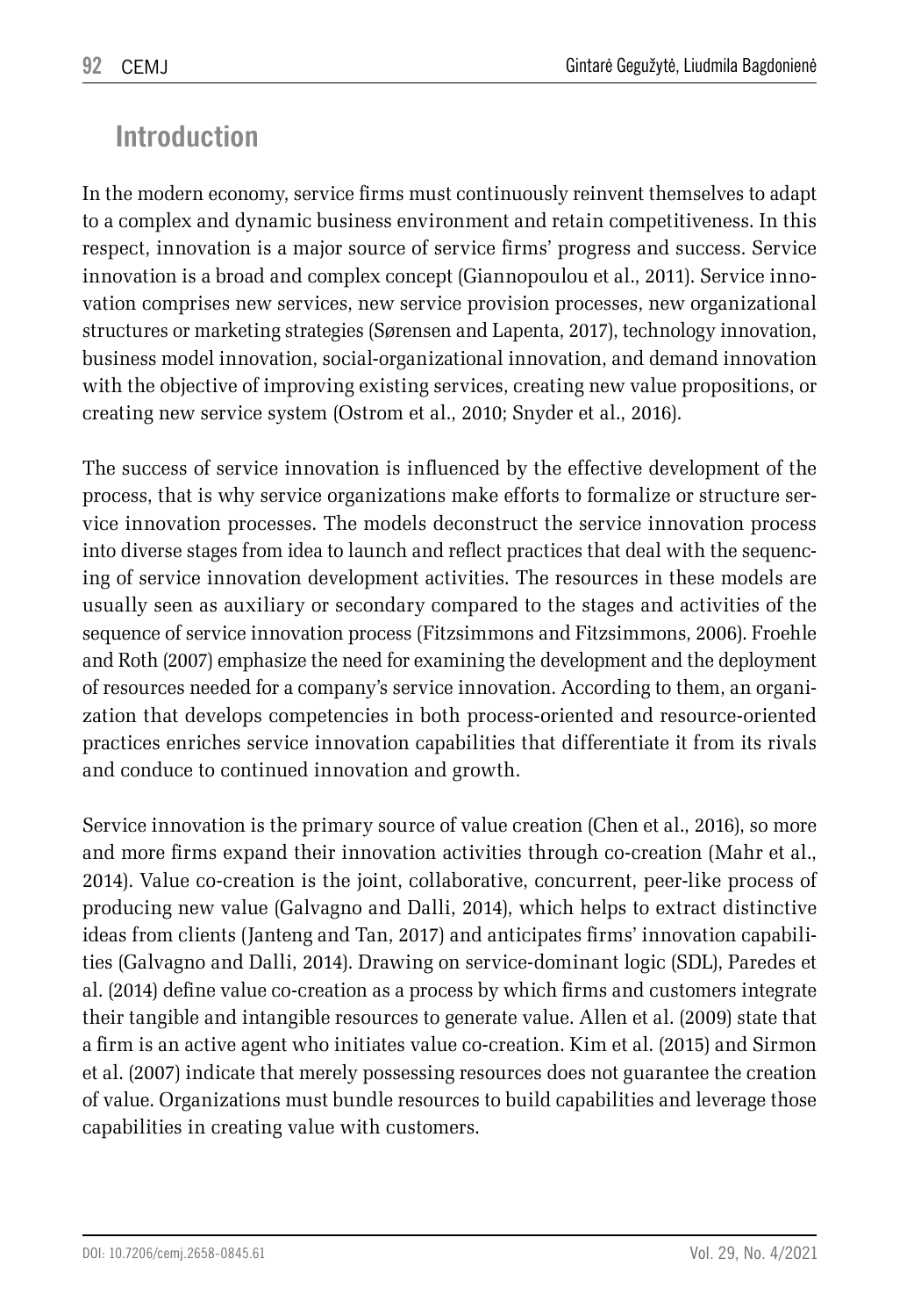## Introduction

In the modern economy, service firms must continuously reinvent themselves to adapt to a complex and dynamic business environment and retain competitiveness. In this respect, innovation is a major source of service firms' progress and success. Service innovation is a broad and complex concept (Giannopoulou et al., 2011). Service innovation comprises new services, new service provision processes, new organizational structures or marketing strategies (Sørensen and Lapenta, 2017), technology innovation, business model innovation, social-organizational innovation, and demand innovation with the objective of improving existing services, creating new value propositions, or creating new service system (Ostrom et al., 2010; Snyder et al., 2016).

The success of service innovation is influenced by the effective development of the process, that is why service organizations make efforts to formalize or structure service innovation processes. The models deconstruct the service innovation process into diverse stages from idea to launch and reflect practices that deal with the sequencing of service innovation development activities. The resources in these models are usually seen as auxiliary or secondary compared to the stages and activities of the sequence of service innovation process (Fitzsimmons and Fitzsimmons, 2006). Froehle and Roth (2007) emphasize the need for examining the development and the deployment of resources needed for a company's service innovation. According to them, an organization that develops competencies in both process-oriented and resource-oriented practices enriches service innovation capabilities that differentiate it from its rivals and conduce to continued innovation and growth.

Service innovation is the primary source of value creation (Chen et al., 2016), so more and more firms expand their innovation activities through co-creation (Mahr et al., 2014). Value co-creation is the joint, collaborative, concurrent, peer-like process of producing new value (Galvagno and Dalli, 2014), which helps to extract distinctive ideas from clients (Janteng and Tan, 2017) and anticipates firms' innovation capabilities (Galvagno and Dalli, 2014). Drawing on service-dominant logic (SDL), Paredes et al. (2014) define value co-creation as a process by which firms and customers integrate their tangible and intangible resources to generate value. Allen et al. (2009) state that a firm is an active agent who initiates value co-creation. Kim et al. (2015) and Sirmon et al. (2007) indicate that merely possessing resources does not guarantee the creation of value. Organizations must bundle resources to build capabilities and leverage those capabilities in creating value with customers.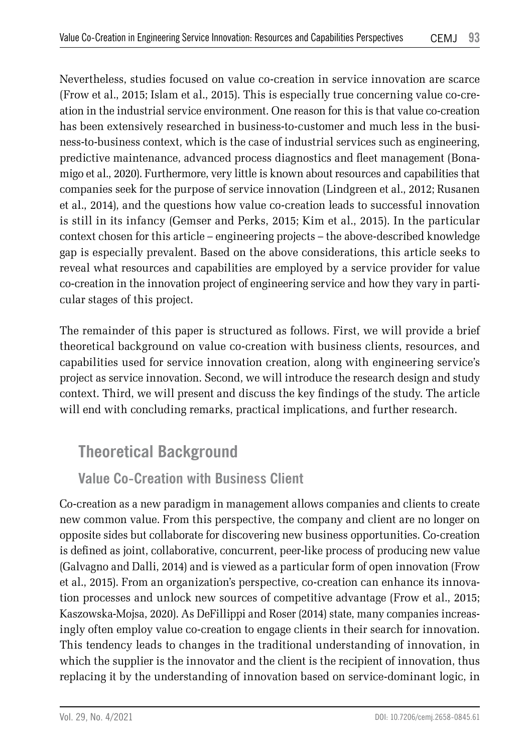Nevertheless, studies focused on value co-creation in service innovation are scarce (Frow et al., 2015; Islam et al., 2015). This is especially true concerning value co-creation in the industrial service environment. One reason for this is that value co-creation has been extensively researched in business-to-customer and much less in the business-to-business context, which is the case of industrial services such as engineering, predictive maintenance, advanced process diagnostics and fleet management (Bonamigo et al., 2020). Furthermore, very little is known about resources and capabilities that companies seek for the purpose of service innovation (Lindgreen et al., 2012; Rusanen et al., 2014), and the questions how value co-creation leads to successful innovation is still in its infancy (Gemser and Perks, 2015; Kim et al., 2015). In the particular context chosen for this article – engineering projects – the above-described knowledge gap is especially prevalent. Based on the above considerations, this article seeks to reveal what resources and capabilities are employed by a service provider for value co-creation in the innovation project of engineering service and how they vary in particular stages of this project.

The remainder of this paper is structured as follows. First, we will provide a brief theoretical background on value co-creation with business clients, resources, and capabilities used for service innovation creation, along with engineering service's project as service innovation. Second, we will introduce the research design and study context. Third, we will present and discuss the key findings of the study. The article will end with concluding remarks, practical implications, and further research.

## Theoretical Background

### Value Co-Creation with Business Client

Co-creation as a new paradigm in management allows companies and clients to create new common value. From this perspective, the company and client are no longer on opposite sides but collaborate for discovering new business opportunities. Co-creation is defined as joint, collaborative, concurrent, peer-like process of producing new value (Galvagno and Dalli, 2014) and is viewed as a particular form of open innovation (Frow et al., 2015). From an organization's perspective, co-creation can enhance its innovation processes and unlock new sources of competitive advantage (Frow et al., 2015; Kaszowska-Mojsa, 2020). As DeFillippi and Roser (2014) state, many companies increasingly often employ value co-creation to engage clients in their search for innovation. This tendency leads to changes in the traditional understanding of innovation, in which the supplier is the innovator and the client is the recipient of innovation, thus replacing it by the understanding of innovation based on service-dominant logic, in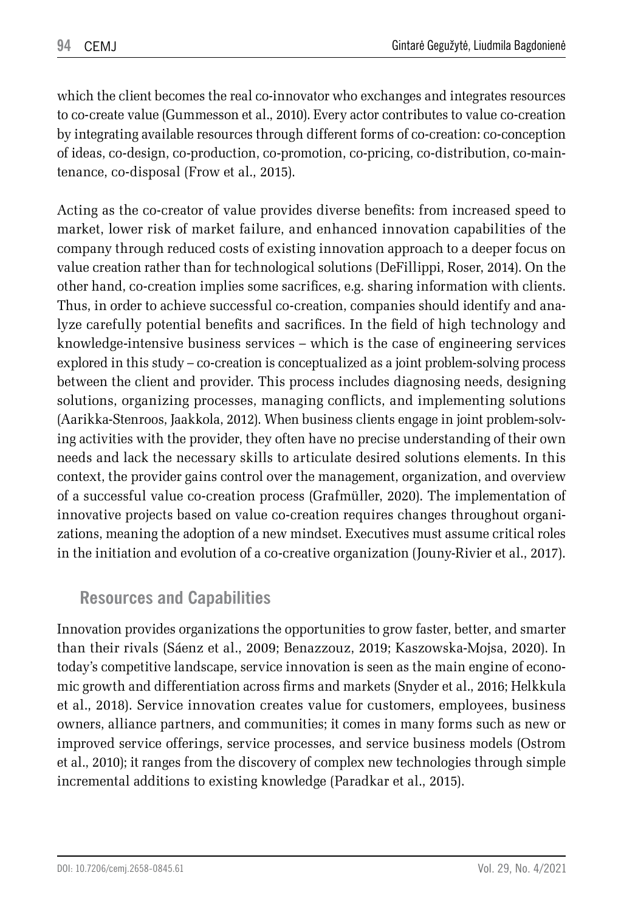which the client becomes the real co-innovator who exchanges and integrates resources to co-create value (Gummesson et al., 2010). Every actor contributes to value co-creation by integrating available resources through different forms of co-creation: co-conception of ideas, co-design, co-production, co-promotion, co-pricing, co-distribution, co-maintenance, co-disposal (Frow et al., 2015).

Acting as the co-creator of value provides diverse benefits: from increased speed to market, lower risk of market failure, and enhanced innovation capabilities of the company through reduced costs of existing innovation approach to a deeper focus on value creation rather than for technological solutions (DeFillippi, Roser, 2014). On the other hand, co-creation implies some sacrifices, e.g. sharing information with clients. Thus, in order to achieve successful co-creation, companies should identify and analyze carefully potential benefits and sacrifices. In the field of high technology and knowledge-intensive business services – which is the case of engineering services explored in this study – co-creation is conceptualized as a joint problem-solving process between the client and provider. This process includes diagnosing needs, designing solutions, organizing processes, managing conflicts, and implementing solutions (Aarikka-Stenroos, Jaakkola, 2012). When business clients engage in joint problem-solving activities with the provider, they often have no precise understanding of their own needs and lack the necessary skills to articulate desired solutions elements. In this context, the provider gains control over the management, organization, and overview of a successful value co-creation process (Grafmüller, 2020). The implementation of innovative projects based on value co-creation requires changes throughout organizations, meaning the adoption of a new mindset. Executives must assume critical roles in the initiation and evolution of a co-creative organization (Jouny-Rivier et al., 2017).

## Resources and Capabilities

Innovation provides organizations the opportunities to grow faster, better, and smarter than their rivals (Sáenz et al., 2009; Benazzouz, 2019; Kaszowska-Mojsa, 2020). In today's competitive landscape, service innovation is seen as the main engine of economic growth and differentiation across firms and markets (Snyder et al., 2016; Helkkula et al., 2018). Service innovation creates value for customers, employees, business owners, alliance partners, and communities; it comes in many forms such as new or improved service offerings, service processes, and service business models (Ostrom et al., 2010); it ranges from the discovery of complex new technologies through simple incremental additions to existing knowledge (Paradkar et al., 2015).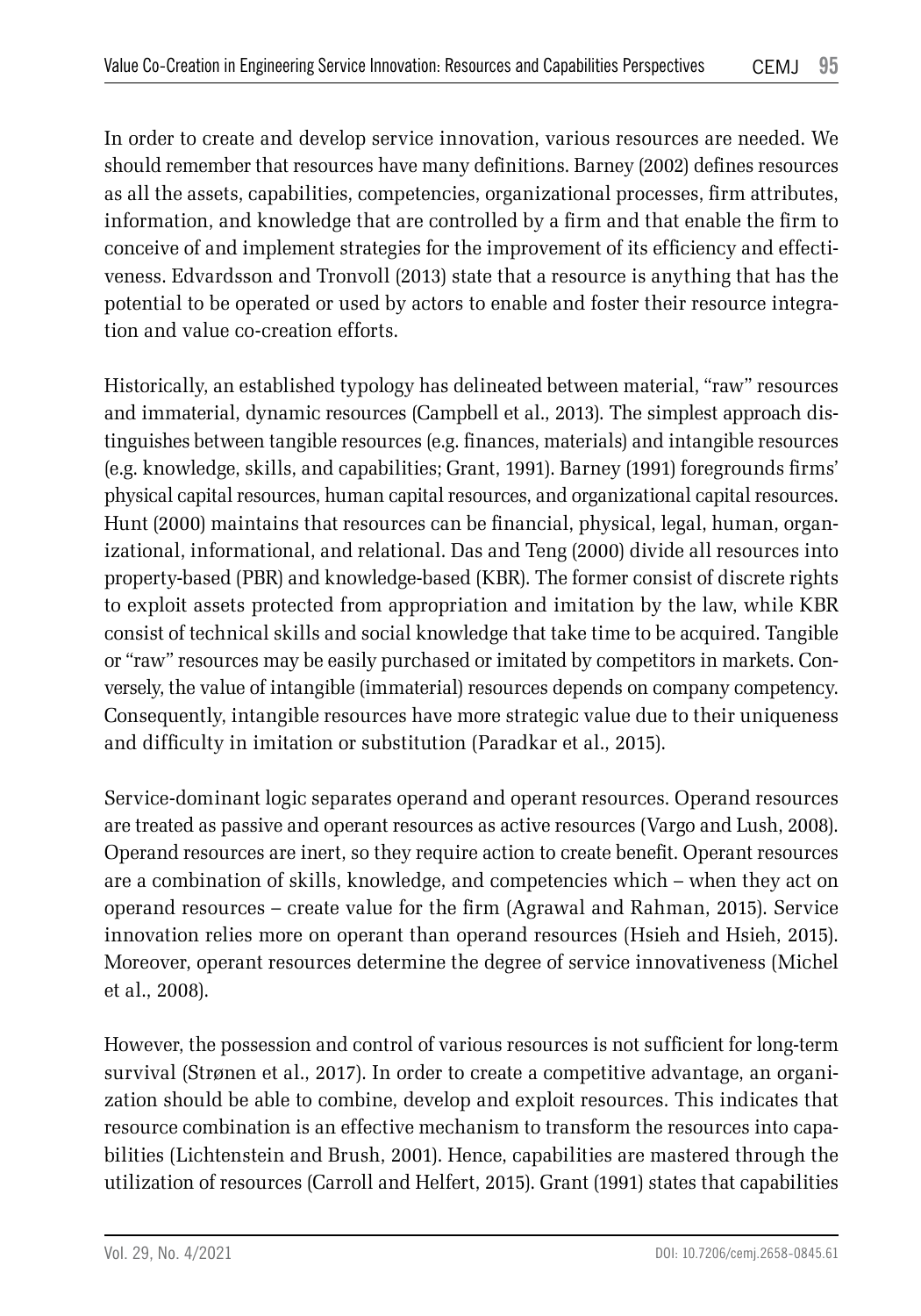In order to create and develop service innovation, various resources are needed. We should remember that resources have many definitions. Barney (2002) defines resources as all the assets, capabilities, competencies, organizational processes, firm attributes, information, and knowledge that are controlled by a firm and that enable the firm to conceive of and implement strategies for the improvement of its efficiency and effectiveness. Edvardsson and Tronvoll (2013) state that a resource is anything that has the potential to be operated or used by actors to enable and foster their resource integration and value co-creation efforts.

Historically, an established typology has delineated between material, "raw" resources and immaterial, dynamic resources (Campbell et al., 2013). The simplest approach distinguishes between tangible resources (e.g. finances, materials) and intangible resources (e.g. knowledge, skills, and capabilities; Grant, 1991). Barney (1991) foregrounds firms' physical capital resources, human capital resources, and organizational capital resources. Hunt (2000) maintains that resources can be financial, physical, legal, human, organizational, informational, and relational. Das and Teng (2000) divide all resources into property-based (PBR) and knowledge-based (KBR). The former consist of discrete rights to exploit assets protected from appropriation and imitation by the law, while KBR consist of technical skills and social knowledge that take time to be acquired. Tangible or "raw" resources may be easily purchased or imitated by competitors in markets. Conversely, the value of intangible (immaterial) resources depends on company competency. Consequently, intangible resources have more strategic value due to their uniqueness and difficulty in imitation or substitution (Paradkar et al., 2015).

Service-dominant logic separates operand and operant resources. Operand resources are treated as passive and operant resources as active resources (Vargo and Lush, 2008). Operand resources are inert, so they require action to create benefit. Operant resources are a combination of skills, knowledge, and competencies which – when they act on operand resources – create value for the firm (Agrawal and Rahman, 2015). Service innovation relies more on operant than operand resources (Hsieh and Hsieh, 2015). Moreover, operant resources determine the degree of service innovativeness (Michel et al., 2008).

However, the possession and control of various resources is not sufficient for long-term survival (Strønen et al., 2017). In order to create a competitive advantage, an organization should be able to combine, develop and exploit resources. This indicates that resource combination is an effective mechanism to transform the resources into capabilities (Lichtenstein and Brush, 2001). Hence, capabilities are mastered through the utilization of resources (Carroll and Helfert, 2015). Grant (1991) states that capabilities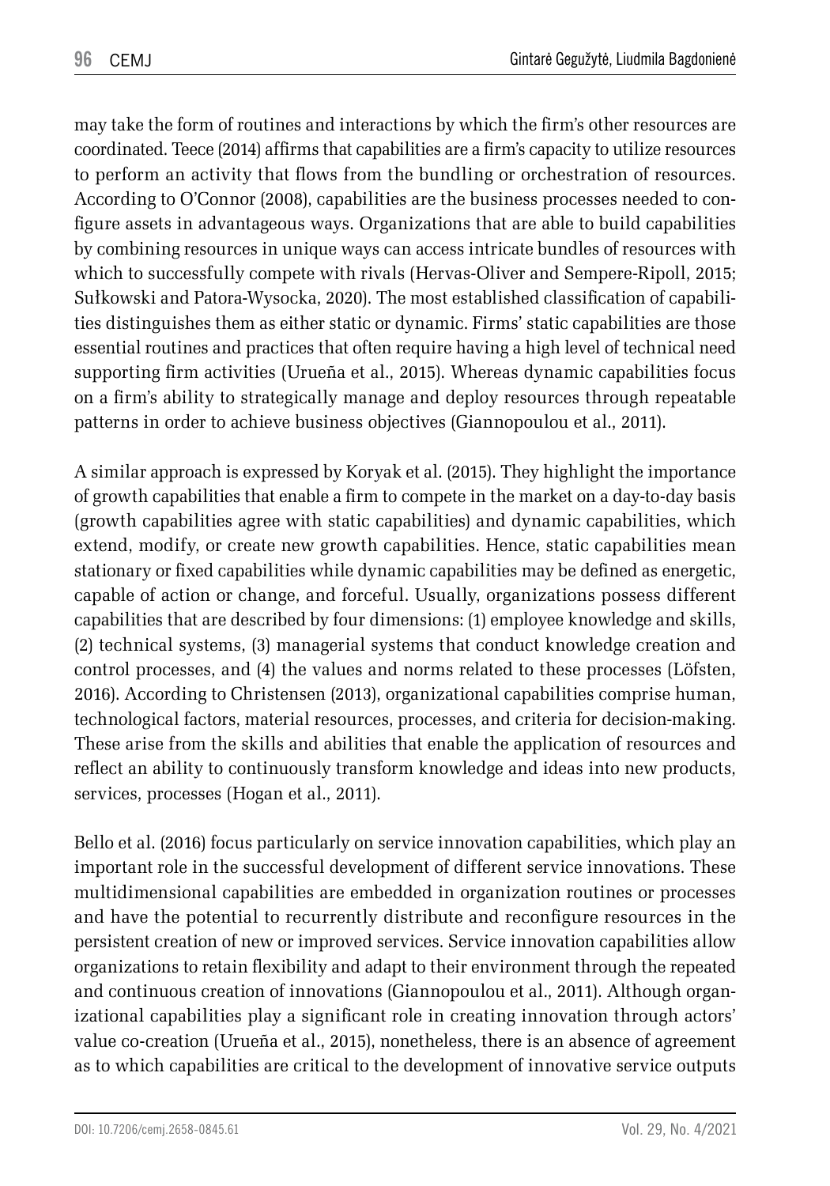may take the form of routines and interactions by which the firm's other resources are coordinated. Teece (2014) affirms that capabilities are a firm's capacity to utilize resources to perform an activity that flows from the bundling or orchestration of resources. According to O'Connor (2008), capabilities are the business processes needed to configure assets in advantageous ways. Organizations that are able to build capabilities by combining resources in unique ways can access intricate bundles of resources with which to successfully compete with rivals (Hervas-Oliver and Sempere-Ripoll, 2015; Sułkowski and Patora-Wysocka, 2020). The most established classification of capabilities distinguishes them as either static or dynamic. Firms' static capabilities are those essential routines and practices that often require having a high level of technical need supporting firm activities (Urueña et al., 2015). Whereas dynamic capabilities focus on a firm's ability to strategically manage and deploy resources through repeatable patterns in order to achieve business objectives (Giannopoulou et al., 2011).

A similar approach is expressed by Koryak et al. (2015). They highlight the importance of growth capabilities that enable a firm to compete in the market on a day-to-day basis (growth capabilities agree with static capabilities) and dynamic capabilities, which extend, modify, or create new growth capabilities. Hence, static capabilities mean stationary or fixed capabilities while dynamic capabilities may be defined as energetic, capable of action or change, and forceful. Usually, organizations possess different capabilities that are described by four dimensions: (1) employee knowledge and skills, (2) technical systems, (3) managerial systems that conduct knowledge creation and control processes, and (4) the values and norms related to these processes (Löfsten, 2016). According to Christensen (2013), organizational capabilities comprise human, technological factors, material resources, processes, and criteria for decision-making. These arise from the skills and abilities that enable the application of resources and reflect an ability to continuously transform knowledge and ideas into new products, services, processes (Hogan et al., 2011).

Bello et al. (2016) focus particularly on service innovation capabilities, which play an important role in the successful development of different service innovations. These multidimensional capabilities are embedded in organization routines or processes and have the potential to recurrently distribute and reconfigure resources in the persistent creation of new or improved services. Service innovation capabilities allow organizations to retain flexibility and adapt to their environment through the repeated and continuous creation of innovations (Giannopoulou et al., 2011). Although organizational capabilities play a significant role in creating innovation through actors' value co-creation (Urueña et al., 2015), nonetheless, there is an absence of agreement as to which capabilities are critical to the development of innovative service outputs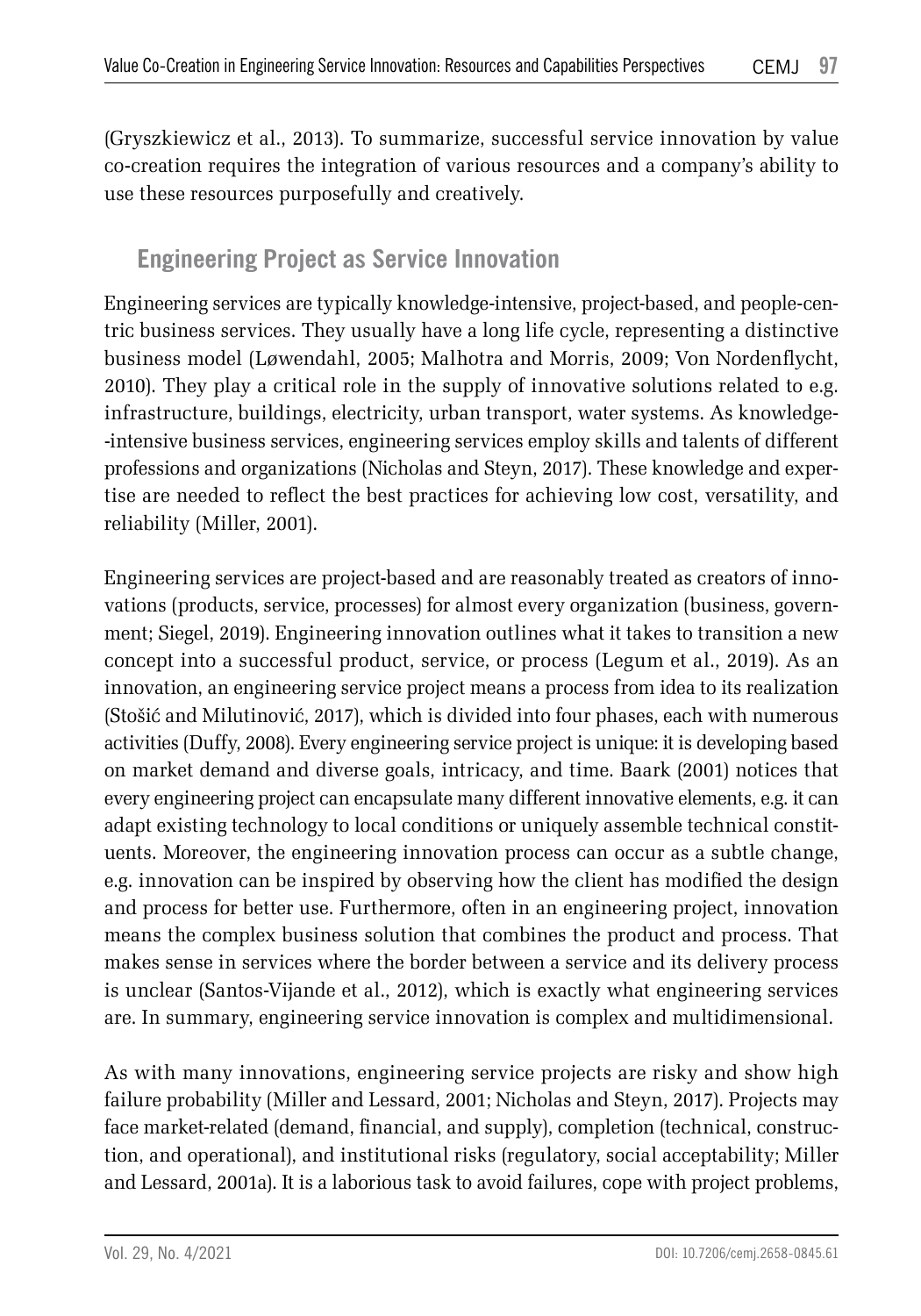(Gryszkiewicz et al., 2013). To summarize, successful service innovation by value co-creation requires the integration of various resources and a company's ability to use these resources purposefully and creatively.

## Engineering Project as Service Innovation

Engineering services are typically knowledge-intensive, project-based, and people-centric business services. They usually have a long life cycle, representing a distinctive business model (Løwendahl, 2005; Malhotra and Morris, 2009; Von Nordenflycht, 2010). They play a critical role in the supply of innovative solutions related to e.g. infrastructure, buildings, electricity, urban transport, water systems. As knowledge-intensive business services, engineering services employ skills and talents of different professions and organizations (Nicholas and Steyn, 2017). These knowledge and expertise are needed to reflect the best practices for achieving low cost, versatility, and reliability (Miller, 2001).

Engineering services are project-based and are reasonably treated as creators of innovations (products, service, processes) for almost every organization (business, government; Siegel, 2019). Engineering innovation outlines what it takes to transition a new concept into a successful product, service, or process (Legum et al., 2019). As an innovation, an engineering service project means a process from idea to its realization (Stošić and Milutinović, 2017), which is divided into four phases, each with numerous activities (Duffy, 2008). Every engineering service project is unique: it is developing based on market demand and diverse goals, intricacy, and time. Baark (2001) notices that every engineering project can encapsulate many different innovative elements, e.g. it can adapt existing technology to local conditions or uniquely assemble technical constituents. Moreover, the engineering innovation process can occur as a subtle change, e.g. innovation can be inspired by observing how the client has modified the design and process for better use. Furthermore, often in an engineering project, innovation means the complex business solution that combines the product and process. That makes sense in services where the border between a service and its delivery process is unclear (Santos-Vijande et al., 2012), which is exactly what engineering services are. In summary, engineering service innovation is complex and multidimensional.

As with many innovations, engineering service projects are risky and show high failure probability (Miller and Lessard, 2001; Nicholas and Steyn, 2017). Projects may face market-related (demand, financial, and supply), completion (technical, construction, and operational), and institutional risks (regulatory, social acceptability; Miller and Lessard, 2001a). It is a laborious task to avoid failures, cope with project problems,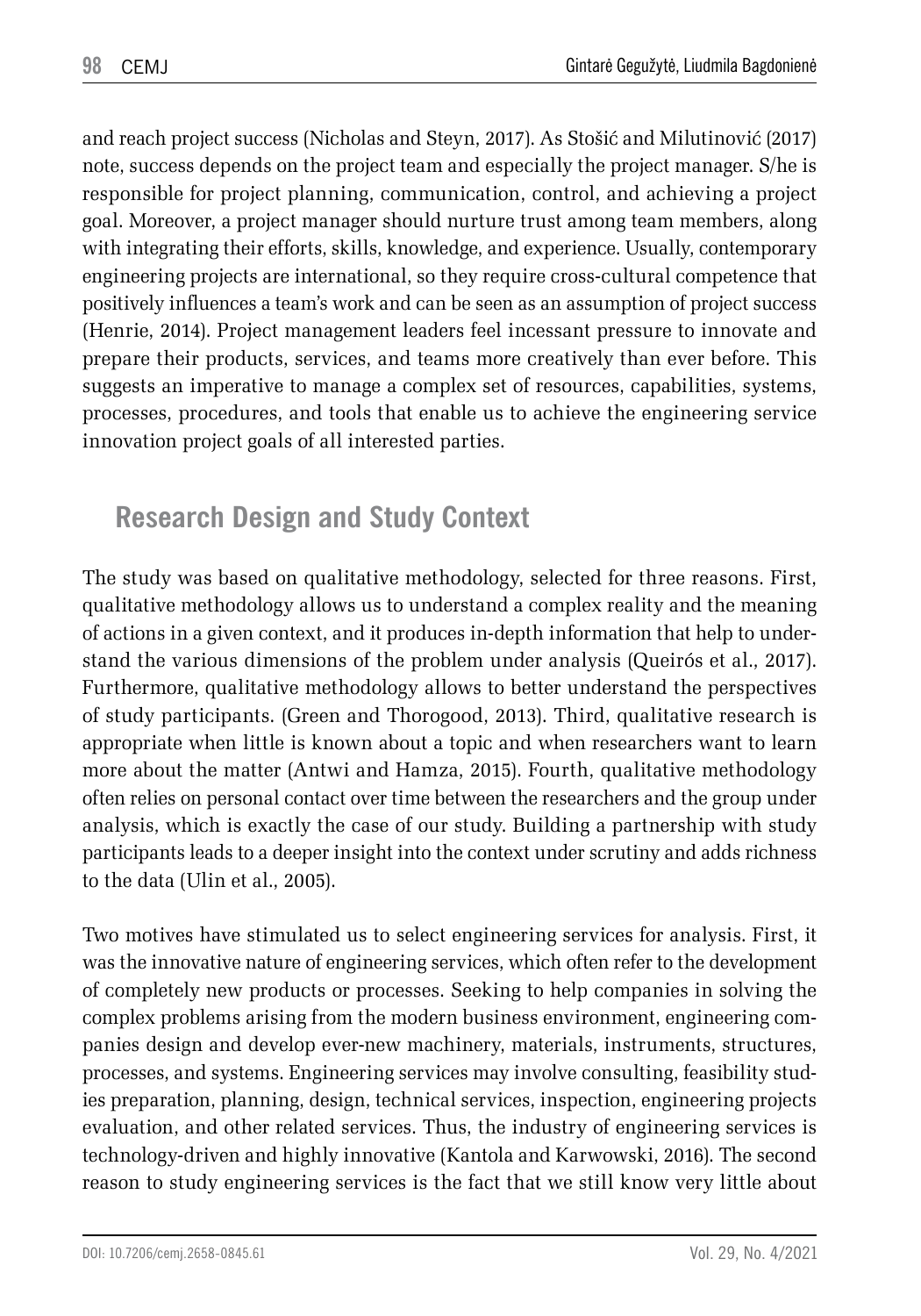and reach project success (Nicholas and Steyn, 2017). As Stošić and Milutinović (2017) note, success depends on the project team and especially the project manager. S/he is responsible for project planning, communication, control, and achieving a project goal. Moreover, a project manager should nurture trust among team members, along with integrating their efforts, skills, knowledge, and experience. Usually, contemporary engineering projects are international, so they require cross-cultural competence that positively influences a team's work and can be seen as an assumption of project success (Henrie, 2014). Project management leaders feel incessant pressure to innovate and prepare their products, services, and teams more creatively than ever before. This suggests an imperative to manage a complex set of resources, capabilities, systems, processes, procedures, and tools that enable us to achieve the engineering service innovation project goals of all interested parties.

## Research Design and Study Context

The study was based on qualitative methodology, selected for three reasons. First, qualitative methodology allows us to understand a complex reality and the meaning of actions in a given context, and it produces in-depth information that help to understand the various dimensions of the problem under analysis (Queirós et al., 2017). Furthermore, qualitative methodology allows to better understand the perspectives of study participants. (Green and Thorogood, 2013). Third, qualitative research is appropriate when little is known about a topic and when researchers want to learn more about the matter (Antwi and Hamza, 2015). Fourth, qualitative methodology often relies on personal contact over time between the researchers and the group under analysis, which is exactly the case of our study. Building a partnership with study participants leads to a deeper insight into the context under scrutiny and adds richness to the data (Ulin et al., 2005).

Two motives have stimulated us to select engineering services for analysis. First, it was the innovative nature of engineering services, which often refer to the development of completely new products or processes. Seeking to help companies in solving the complex problems arising from the modern business environment, engineering companies design and develop ever-new machinery, materials, instruments, structures, processes, and systems. Engineering services may involve consulting, feasibility studies preparation, planning, design, technical services, inspection, engineering projects evaluation, and other related services. Thus, the industry of engineering services is technology-driven and highly innovative (Kantola and Karwowski, 2016). The second reason to study engineering services is the fact that we still know very little about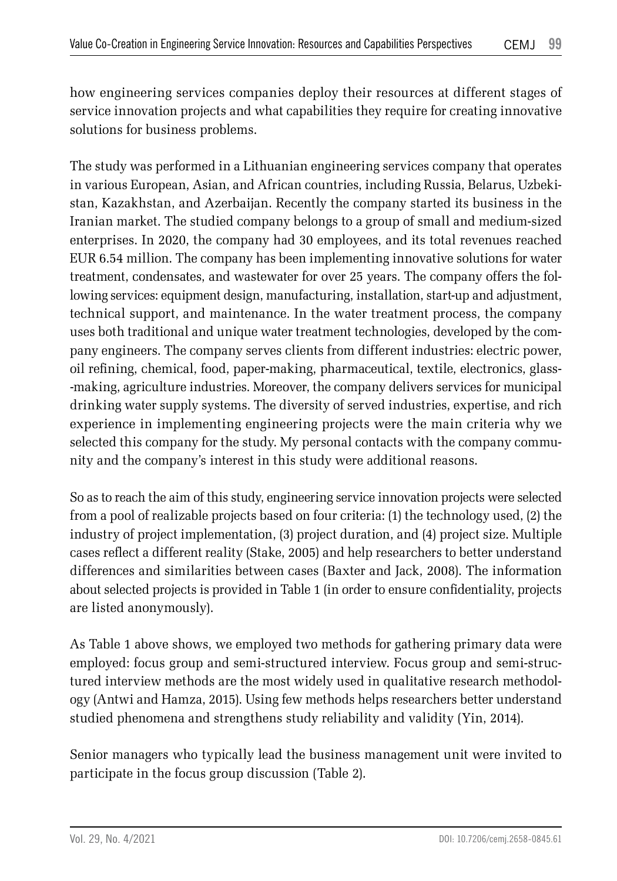how engineering services companies deploy their resources at different stages of service innovation projects and what capabilities they require for creating innovative solutions for business problems.

The study was performed in a Lithuanian engineering services company that operates in various European, Asian, and African countries, including Russia, Belarus, Uzbekistan, Kazakhstan, and Azerbaijan. Recently the company started its business in the Iranian market. The studied company belongs to a group of small and medium-sized enterprises. In 2020, the company had 30 employees, and its total revenues reached EUR 6.54 million. The company has been implementing innovative solutions for water treatment, condensates, and wastewater for over 25 years. The company offers the following services: equipment design, manufacturing, installation, start-up and adjustment, technical support, and maintenance. In the water treatment process, the company uses both traditional and unique water treatment technologies, developed by the company engineers. The company serves clients from different industries: electric power, oil refining, chemical, food, paper-making, pharmaceutical, textile, electronics, glass-making, agriculture industries. Moreover, the company delivers services for municipal drinking water supply systems. The diversity of served industries, expertise, and rich experience in implementing engineering projects were the main criteria why we selected this company for the study. My personal contacts with the company community and the company's interest in this study were additional reasons.

So as to reach the aim of this study, engineering service innovation projects were selected from a pool of realizable projects based on four criteria: (1) the technology used, (2) the industry of project implementation, (3) project duration, and (4) project size. Multiple cases reflect a different reality (Stake, 2005) and help researchers to better understand differences and similarities between cases (Baxter and Jack, 2008). The information about selected projects is provided in Table 1 (in order to ensure confidentiality, projects are listed anonymously).

As Table 1 above shows, we employed two methods for gathering primary data were employed: focus group and semi-structured interview. Focus group and semi-structured interview methods are the most widely used in qualitative research methodology (Antwi and Hamza, 2015). Using few methods helps researchers better understand studied phenomena and strengthens study reliability and validity (Yin, 2014).

Senior managers who typically lead the business management unit were invited to participate in the focus group discussion (Table 2).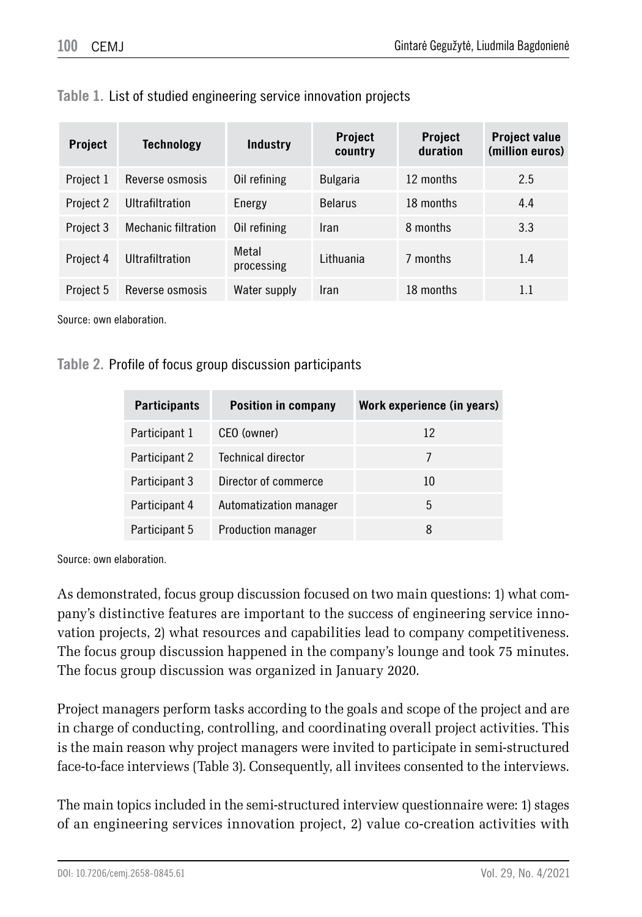**Table 1.** List of studied engineering service innovation projects

| Project | Technology | Industry | Project country | Project duration | Project value (million euros) |
|---|---|---|---|---|---|
| Project 1 | Reverse osmosis | Oil refining | Bulgaria | 12 months | 2.5 |
| Project 2 | Ultrafiltration | Energy | Belarus | 18 months | 4.4 |
| Project 3 | Mechanic filtration | Oil refining | Iran | 8 months | 3.3 |
| Project 4 | Ultrafiltration | Metal processing | Lithuania | 7 months | 1.4 |
| Project 5 | Reverse osmosis | Water supply | Iran | 18 months | 1.1 |

Source: own elaboration.

**Table 2.** Profile of focus group discussion participants

| Participants | Position in company | Work experience (in years) |
|---|---|---|
| Participant 1 | CEO (owner) | 12 |
| Participant 2 | Technical director | 7 |
| Participant 3 | Director of commerce | 10 |
| Participant 4 | Automatization manager | 5 |
| Participant 5 | Production manager | 8 |

Source: own elaboration.

As demonstrated, focus group discussion focused on two main questions: 1) what company's distinctive features are important to the success of engineering service innovation projects, 2) what resources and capabilities lead to company competitiveness. The focus group discussion happened in the company's lounge and took 75 minutes. The focus group discussion was organized in January 2020.

Project managers perform tasks according to the goals and scope of the project and are in charge of conducting, controlling, and coordinating overall project activities. This is the main reason why project managers were invited to participate in semi-structured face-to-face interviews (Table 3). Consequently, all invitees consented to the interviews.

The main topics included in the semi-structured interview questionnaire were: 1) stages of an engineering services innovation project, 2) value co-creation activities with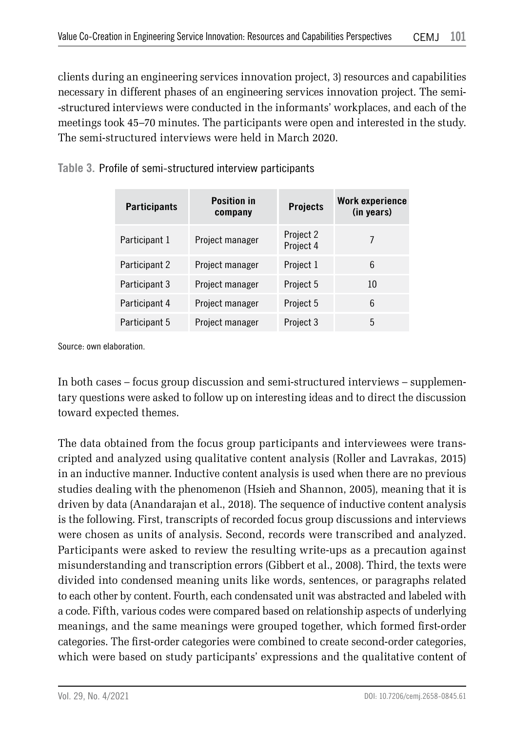clients during an engineering services innovation project, 3) resources and capabilities necessary in different phases of an engineering services innovation project. The semi-structured interviews were conducted in the informants' workplaces, and each of the meetings took 45–70 minutes. The participants were open and interested in the study. The semi-structured interviews were held in March 2020.

**Table 3.** Profile of semi-structured interview participants

| Participants | Position in company | Projects | Work experience (in years) |
|---|---|---|---|
| Participant 1 | Project manager | Project 2<br>Project 4 | 7 |
| Participant 2 | Project manager | Project 1 | 6 |
| Participant 3 | Project manager | Project 5 | 10 |
| Participant 4 | Project manager | Project 5 | 6 |
| Participant 5 | Project manager | Project 3 | 5 |

Source: own elaboration.

In both cases – focus group discussion and semi-structured interviews – supplementary questions were asked to follow up on interesting ideas and to direct the discussion toward expected themes.

The data obtained from the focus group participants and interviewees were transcripted and analyzed using qualitative content analysis (Roller and Lavrakas, 2015) in an inductive manner. Inductive content analysis is used when there are no previous studies dealing with the phenomenon (Hsieh and Shannon, 2005), meaning that it is driven by data (Anandarajan et al., 2018). The sequence of inductive content analysis is the following. First, transcripts of recorded focus group discussions and interviews were chosen as units of analysis. Second, records were transcribed and analyzed. Participants were asked to review the resulting write-ups as a precaution against misunderstanding and transcription errors (Gibbert et al., 2008). Third, the texts were divided into condensed meaning units like words, sentences, or paragraphs related to each other by content. Fourth, each condensated unit was abstracted and labeled with a code. Fifth, various codes were compared based on relationship aspects of underlying meanings, and the same meanings were grouped together, which formed first-order categories. The first-order categories were combined to create second-order categories, which were based on study participants' expressions and the qualitative content of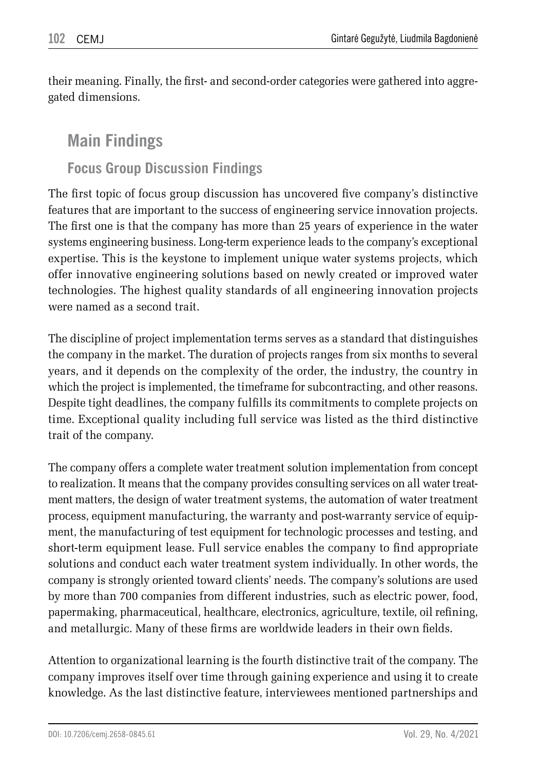their meaning. Finally, the first- and second-order categories were gathered into aggregated dimensions.

## Main Findings

### Focus Group Discussion Findings

The first topic of focus group discussion has uncovered five company's distinctive features that are important to the success of engineering service innovation projects. The first one is that the company has more than 25 years of experience in the water systems engineering business. Long-term experience leads to the company's exceptional expertise. This is the keystone to implement unique water systems projects, which offer innovative engineering solutions based on newly created or improved water technologies. The highest quality standards of all engineering innovation projects were named as a second trait.

The discipline of project implementation terms serves as a standard that distinguishes the company in the market. The duration of projects ranges from six months to several years, and it depends on the complexity of the order, the industry, the country in which the project is implemented, the timeframe for subcontracting, and other reasons. Despite tight deadlines, the company fulfills its commitments to complete projects on time. Exceptional quality including full service was listed as the third distinctive trait of the company.

The company offers a complete water treatment solution implementation from concept to realization. It means that the company provides consulting services on all water treatment matters, the design of water treatment systems, the automation of water treatment process, equipment manufacturing, the warranty and post-warranty service of equipment, the manufacturing of test equipment for technologic processes and testing, and short-term equipment lease. Full service enables the company to find appropriate solutions and conduct each water treatment system individually. In other words, the company is strongly oriented toward clients' needs. The company's solutions are used by more than 700 companies from different industries, such as electric power, food, papermaking, pharmaceutical, healthcare, electronics, agriculture, textile, oil refining, and metallurgic. Many of these firms are worldwide leaders in their own fields.

Attention to organizational learning is the fourth distinctive trait of the company. The company improves itself over time through gaining experience and using it to create knowledge. As the last distinctive feature, interviewees mentioned partnerships and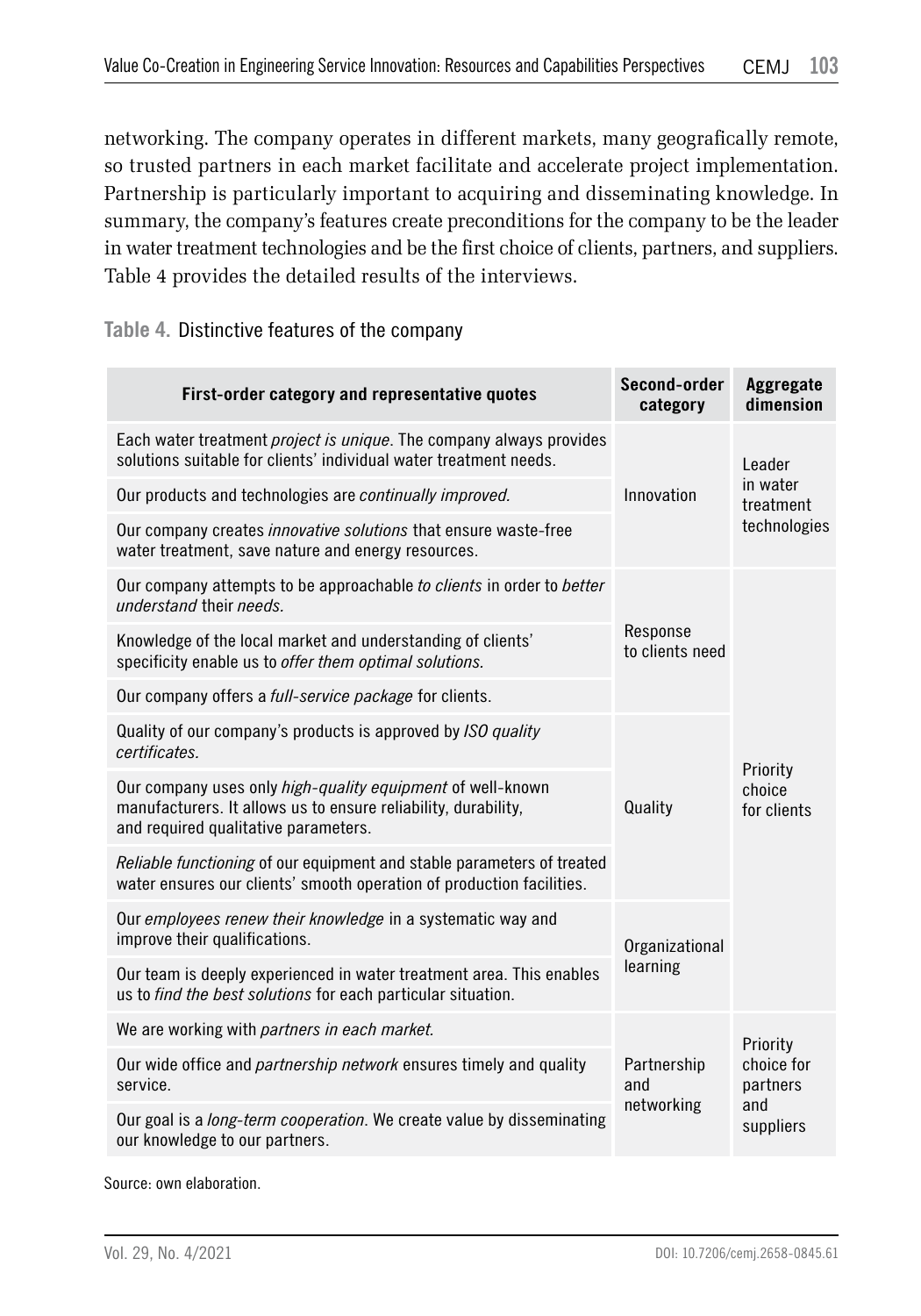networking. The company operates in different markets, many geografically remote, so trusted partners in each market facilitate and accelerate project implementation. Partnership is particularly important to acquiring and disseminating knowledge. In summary, the company's features create preconditions for the company to be the leader in water treatment technologies and be the first choice of clients, partners, and suppliers. Table 4 provides the detailed results of the interviews.

**Table 4.** Distinctive features of the company

| First-order category and representative quotes | Second-order category | Aggregate dimension |
|---|---|---|
| Each water treatment *project is unique*. The company always provides solutions suitable for clients' individual water treatment needs. | Innovation | Leader in water treatment technologies |
| Our products and technologies are *continually improved.* | | |
| Our company creates *innovative solutions* that ensure waste-free water treatment, save nature and energy resources. | | |
| Our company attempts to be approachable *to clients* in order to *better understand* their *needs.* | Response to clients need | Priority choice for clients |
| Knowledge of the local market and understanding of clients' specificity enable us to *offer them optimal solutions.* | | |
| Our company offers a *full-service package* for clients. | | |
| Quality of our company's products is approved by *ISO quality certificates.* | Quality | |
| Our company uses only *high-quality equipment* of well-known manufacturers. It allows us to ensure reliability, durability, and required qualitative parameters. | | |
| *Reliable functioning* of our equipment and stable parameters of treated water ensures our clients' smooth operation of production facilities. | | |
| Our *employees renew their knowledge* in a systematic way and improve their qualifications. | Organizational learning | |
| Our team is deeply experienced in water treatment area. This enables us to *find the best solutions* for each particular situation. | | |
| We are working with *partners in each market.* | Partnership and networking | Priority choice for partners and suppliers |
| Our wide office and *partnership network* ensures timely and quality service. | | |
| Our goal is a *long-term cooperation*. We create value by disseminating our knowledge to our partners. | | |

Source: own elaboration.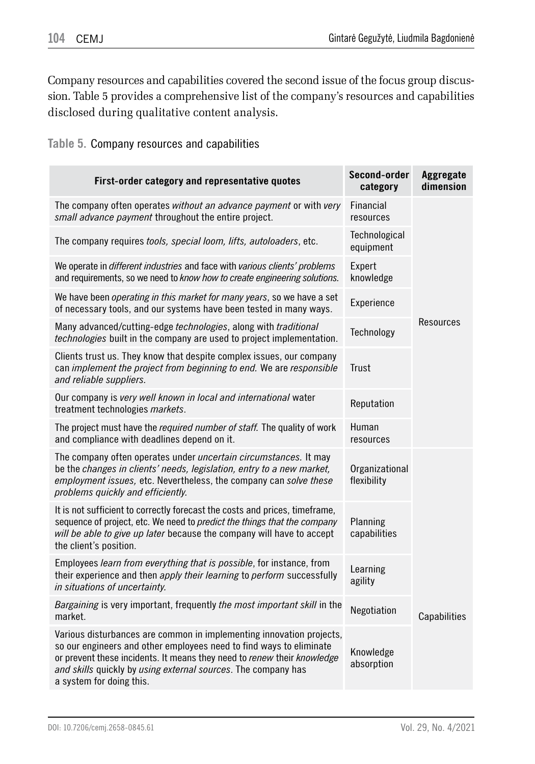Company resources and capabilities covered the second issue of the focus group discussion. Table 5 provides a comprehensive list of the company's resources and capabilities disclosed during qualitative content analysis.

**Table 5.** Company resources and capabilities

| First-order category and representative quotes | Second-order category | Aggregate dimension |
|---|---|---|
| The company often operates *without an advance payment* or with *very small advance payment* throughout the entire project. | Financial resources | Resources |
| The company requires *tools, special loom, lifts, autoloaders*, etc. | Technological equipment | |
| We operate in *different industries* and face with *various clients' problems* and requirements, so we need to *know how to create engineering solutions*. | Expert knowledge | |
| We have been *operating in this market for many years*, so we have a set of necessary tools, and our systems have been tested in many ways. | Experience | |
| Many advanced/cutting-edge *technologies*, along with *traditional technologies* built in the company are used to project implementation. | Technology | |
| Clients trust us. They know that despite complex issues, our company can *implement the project from beginning to end.* We are *responsible and reliable suppliers.* | Trust | |
| Our company is *very well known in local and international* water treatment technologies *markets*. | Reputation | |
| The project must have the *required number of staff.* The quality of work and compliance with deadlines depend on it. | Human resources | |
| The company often operates under *uncertain circumstances.* It may be the *changes in clients' needs, legislation, entry to a new market, employment issues,* etc. Nevertheless, the company can *solve these problems quickly and efficiently.* | Organizational flexibility | Capabilities |
| It is not sufficient to correctly forecast the costs and prices, timeframe, sequence of project, etc. We need to *predict the things that the company will be able to give up later* because the company will have to accept the client's position. | Planning capabilities | |
| Employees *learn from everything that is possible*, for instance, from their experience and then *apply their learning* to *perform* successfully *in situations of uncertainty.* | Learning agility | |
| *Bargaining* is very important, frequently *the most important skill* in the market. | Negotiation | |
| Various disturbances are common in implementing innovation projects, so our engineers and other employees need to find ways to eliminate or prevent these incidents. It means they need to *renew* their *knowledge and skills* quickly by *using external sources*. The company has a system for doing this. | Knowledge absorption | |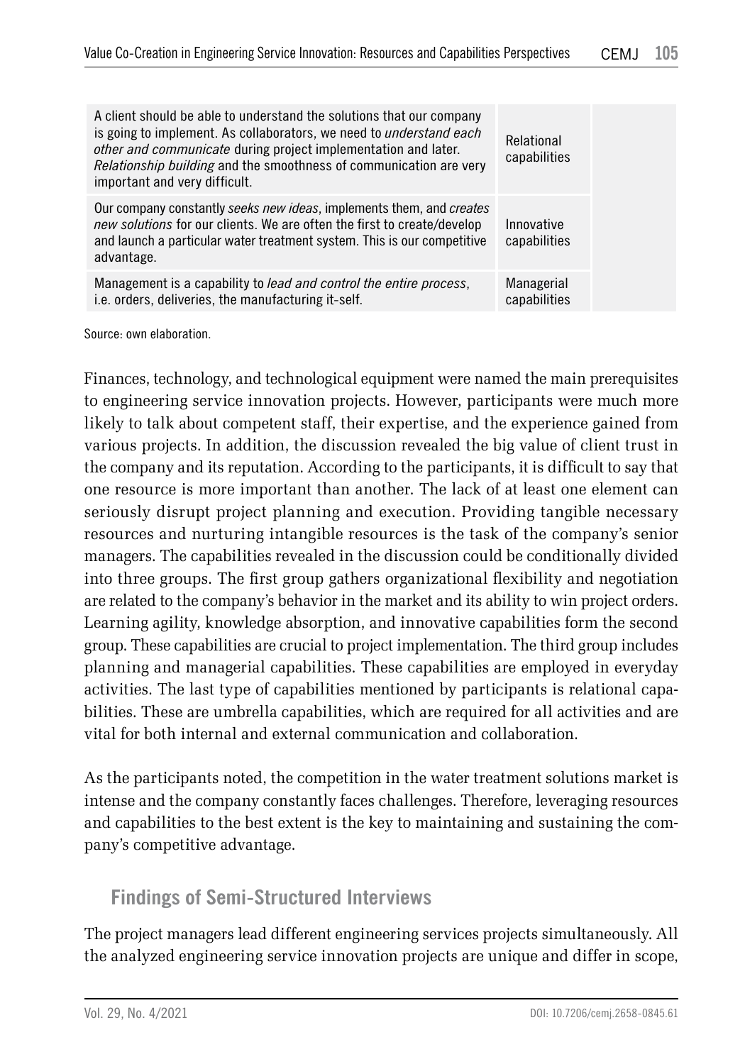| | | |
|---|---|---|
| A client should be able to understand the solutions that our company is going to implement. As collaborators, we need to *understand each other and communicate* during project implementation and later. *Relationship building* and the smoothness of communication are very important and very difficult. | Relational capabilities | |
| Our company constantly *seeks new ideas*, implements them, and *creates new solutions* for our clients. We are often the first to create/develop and launch a particular water treatment system. This is our competitive advantage. | Innovative capabilities | |
| Management is a capability to *lead and control the entire process*, i.e. orders, deliveries, the manufacturing it-self. | Managerial capabilities | |

Source: own elaboration.

Finances, technology, and technological equipment were named the main prerequisites to engineering service innovation projects. However, participants were much more likely to talk about competent staff, their expertise, and the experience gained from various projects. In addition, the discussion revealed the big value of client trust in the company and its reputation. According to the participants, it is difficult to say that one resource is more important than another. The lack of at least one element can seriously disrupt project planning and execution. Providing tangible necessary resources and nurturing intangible resources is the task of the company's senior managers. The capabilities revealed in the discussion could be conditionally divided into three groups. The first group gathers organizational flexibility and negotiation are related to the company's behavior in the market and its ability to win project orders. Learning agility, knowledge absorption, and innovative capabilities form the second group. These capabilities are crucial to project implementation. The third group includes planning and managerial capabilities. These capabilities are employed in everyday activities. The last type of capabilities mentioned by participants is relational capabilities. These are umbrella capabilities, which are required for all activities and are vital for both internal and external communication and collaboration.

As the participants noted, the competition in the water treatment solutions market is intense and the company constantly faces challenges. Therefore, leveraging resources and capabilities to the best extent is the key to maintaining and sustaining the company's competitive advantage.

## Findings of Semi-Structured Interviews

The project managers lead different engineering services projects simultaneously. All the analyzed engineering service innovation projects are unique and differ in scope,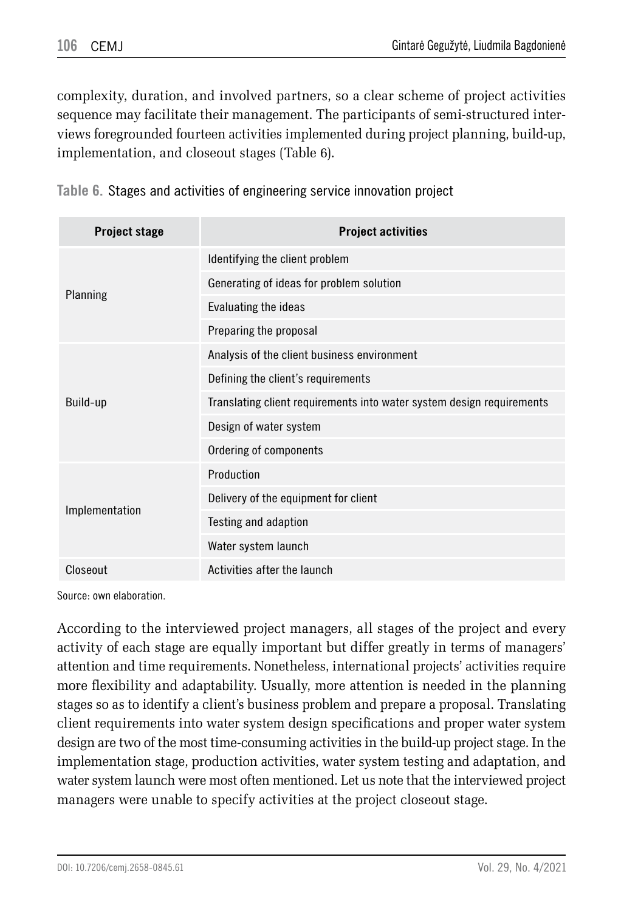complexity, duration, and involved partners, so a clear scheme of project activities sequence may facilitate their management. The participants of semi-structured interviews foregrounded fourteen activities implemented during project planning, build-up, implementation, and closeout stages (Table 6).

**Table 6.** Stages and activities of engineering service innovation project

| Project stage | Project activities |
|---|---|
| Planning | Identifying the client problem |
| | Generating of ideas for problem solution |
| | Evaluating the ideas |
| | Preparing the proposal |
| Build-up | Analysis of the client business environment |
| | Defining the client's requirements |
| | Translating client requirements into water system design requirements |
| | Design of water system |
| | Ordering of components |
| Implementation | Production |
| | Delivery of the equipment for client |
| | Testing and adaption |
| | Water system launch |
| Closeout | Activities after the launch |

Source: own elaboration.

According to the interviewed project managers, all stages of the project and every activity of each stage are equally important but differ greatly in terms of managers' attention and time requirements. Nonetheless, international projects' activities require more flexibility and adaptability. Usually, more attention is needed in the planning stages so as to identify a client's business problem and prepare a proposal. Translating client requirements into water system design specifications and proper water system design are two of the most time-consuming activities in the build-up project stage. In the implementation stage, production activities, water system testing and adaptation, and water system launch were most often mentioned. Let us note that the interviewed project managers were unable to specify activities at the project closeout stage.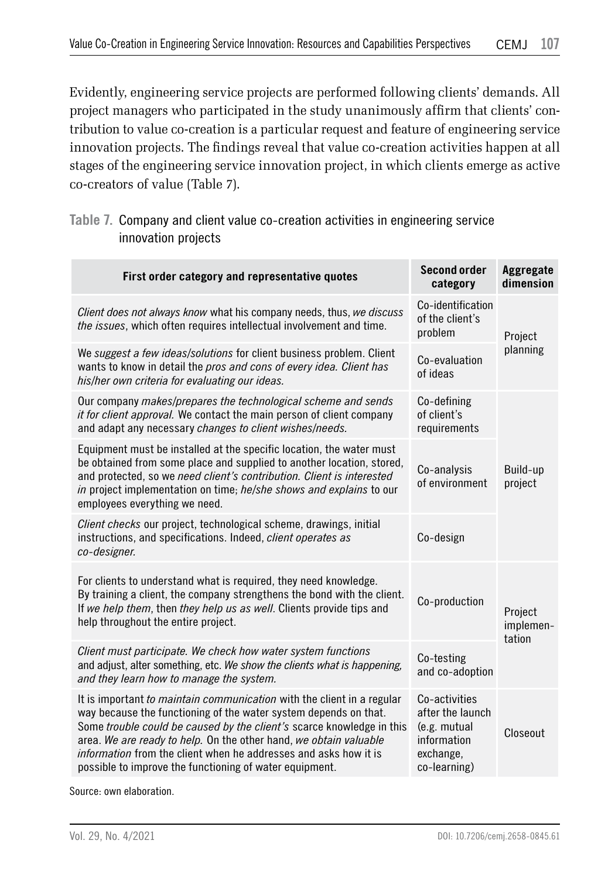Evidently, engineering service projects are performed following clients' demands. All project managers who participated in the study unanimously affirm that clients' contribution to value co-creation is a particular request and feature of engineering service innovation projects. The findings reveal that value co-creation activities happen at all stages of the engineering service innovation project, in which clients emerge as active co-creators of value (Table 7).

**Table 7.** Company and client value co-creation activities in engineering service innovation projects

| First order category and representative quotes | Second order category | Aggregate dimension |
|---|---|---|
| *Client does not always know* what his company needs, thus, *we discuss the issues*, which often requires intellectual involvement and time. | Co-identification of the client's problem | Project planning |
| We *suggest a few ideas/solutions* for client business problem. Client wants to know in detail the *pros and cons of every idea. Client has his/her own criteria for evaluating our ideas.* | Co-evaluation of ideas | |
| Our company *makes/prepares the technological scheme and sends it for client approval.* We contact the main person of client company and adapt any necessary *changes to client wishes/needs.* | Co-defining of client's requirements | Build-up project |
| Equipment must be installed at the specific location, the water must be obtained from some place and supplied to another location, stored, and protected, so we *need client's contribution. Client is interested in* project implementation on time; *he/she shows and explains* to our employees everything we need. | Co-analysis of environment | |
| *Client checks* our project, technological scheme, drawings, initial instructions, and specifications. Indeed, *client operates as co-designer.* | Co-design | |
| For clients to understand what is required, they need knowledge. By training a client, the company strengthens the bond with the client. If *we help them*, then *they help us as well*. Clients provide tips and help throughout the entire project. | Co-production | Project implementation |
| *Client must participate. We check how water system functions* and adjust, alter something, etc. *We show the clients what is happening, and they learn how to manage the system.* | Co-testing and co-adoption | |
| It is important *to maintain communication* with the client in a regular way because the functioning of the water system depends on that. Some *trouble could be caused by the client's* scarce knowledge in this area. *We are ready to help.* On the other hand, *we obtain valuable information* from the client when he addresses and asks how it is possible to improve the functioning of water equipment. | Co-activities after the launch (e.g. mutual information exchange, co-learning) | Closeout |

Source: own elaboration.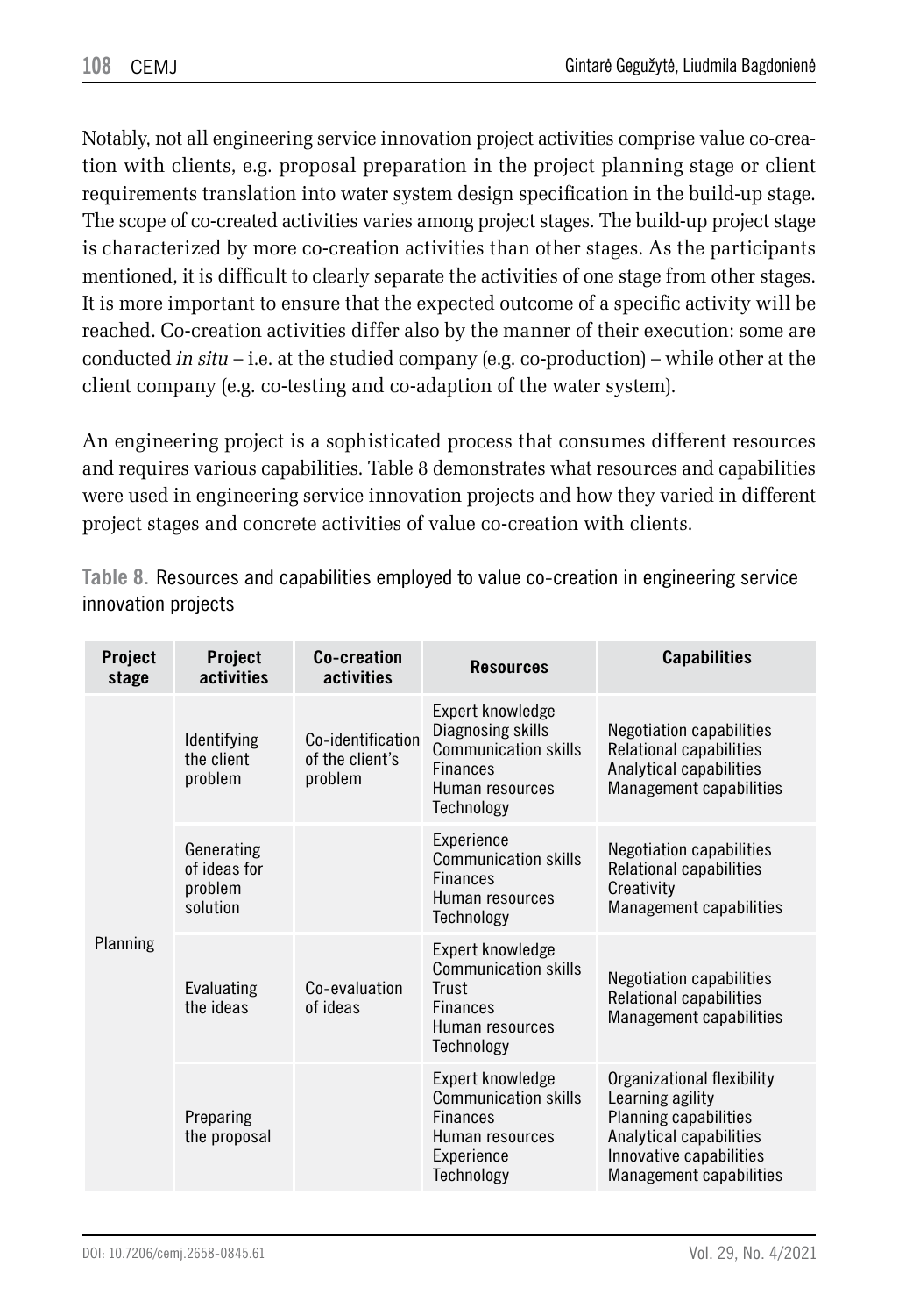Notably, not all engineering service innovation project activities comprise value co-creation with clients, e.g. proposal preparation in the project planning stage or client requirements translation into water system design specification in the build-up stage. The scope of co-created activities varies among project stages. The build-up project stage is characterized by more co-creation activities than other stages. As the participants mentioned, it is difficult to clearly separate the activities of one stage from other stages. It is more important to ensure that the expected outcome of a specific activity will be reached. Co-creation activities differ also by the manner of their execution: some are conducted *in situ* – i.e. at the studied company (e.g. co-production) – while other at the client company (e.g. co-testing and co-adaption of the water system).

An engineering project is a sophisticated process that consumes different resources and requires various capabilities. Table 8 demonstrates what resources and capabilities were used in engineering service innovation projects and how they varied in different project stages and concrete activities of value co-creation with clients.

**Table 8.** Resources and capabilities employed to value co-creation in engineering service innovation projects

| Project stage | Project activities | Co-creation activities | Resources | Capabilities |
|---|---|---|---|---|
| Planning | Identifying the client problem | Co-identification of the client's problem | Expert knowledge<br>Diagnosing skills<br>Communication skills<br>Finances<br>Human resources<br>Technology | Negotiation capabilities<br>Relational capabilities<br>Analytical capabilities<br>Management capabilities |
| | Generating of ideas for problem solution | | Experience<br>Communication skills<br>Finances<br>Human resources<br>Technology | Negotiation capabilities<br>Relational capabilities<br>Creativity<br>Management capabilities |
| | Evaluating the ideas | Co-evaluation of ideas | Expert knowledge<br>Communication skills<br>Trust<br>Finances<br>Human resources<br>Technology | Negotiation capabilities<br>Relational capabilities<br>Management capabilities |
| | Preparing the proposal | | Expert knowledge<br>Communication skills<br>Finances<br>Human resources<br>Experience<br>Technology | Organizational flexibility<br>Learning agility<br>Planning capabilities<br>Analytical capabilities<br>Innovative capabilities<br>Management capabilities |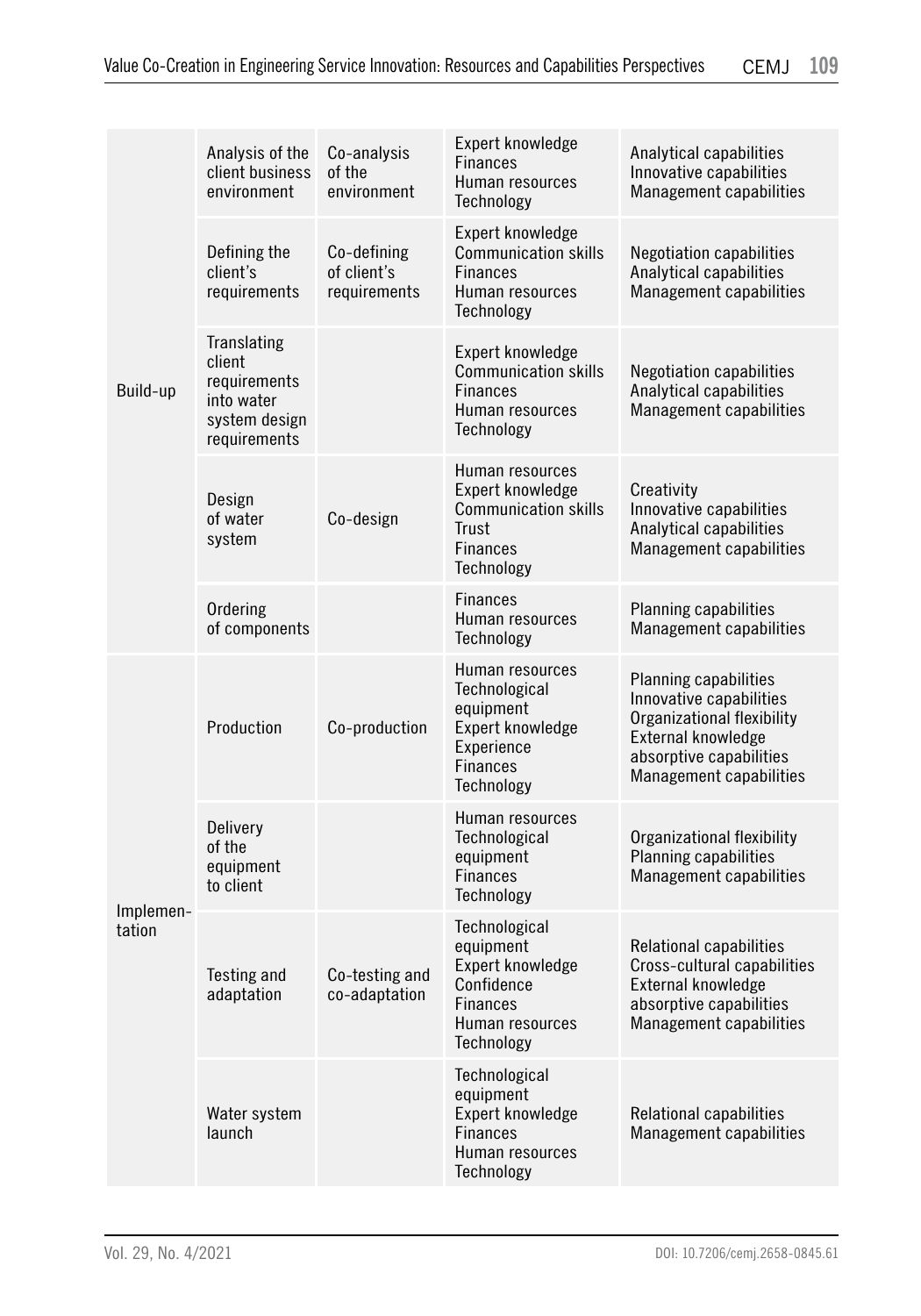| | | | | |
|---|---|---|---|---|
| Build-up | Analysis of the client business environment | Co-analysis of the environment | Expert knowledge<br>Finances<br>Human resources<br>Technology | Analytical capabilities<br>Innovative capabilities<br>Management capabilities |
| | Defining the client's requirements | Co-defining of client's requirements | Expert knowledge<br>Communication skills<br>Finances<br>Human resources<br>Technology | Negotiation capabilities<br>Analytical capabilities<br>Management capabilities |
| | Translating client requirements into water system design requirements | | Expert knowledge<br>Communication skills<br>Finances<br>Human resources<br>Technology | Negotiation capabilities<br>Analytical capabilities<br>Management capabilities |
| | Design of water system | Co-design | Human resources<br>Expert knowledge<br>Communication skills<br>Trust<br>Finances<br>Technology | Creativity<br>Innovative capabilities<br>Analytical capabilities<br>Management capabilities |
| | Ordering of components | | Finances<br>Human resources<br>Technology | Planning capabilities<br>Management capabilities |
| Implementation | Production | Co-production | Human resources<br>Technological equipment<br>Expert knowledge<br>Experience<br>Finances<br>Technology | Planning capabilities<br>Innovative capabilities<br>Organizational flexibility<br>External knowledge absorptive capabilities<br>Management capabilities |
| | Delivery of the equipment to client | | Human resources<br>Technological equipment<br>Finances<br>Technology | Organizational flexibility<br>Planning capabilities<br>Management capabilities |
| | Testing and adaptation | Co-testing and co-adaptation | Technological equipment<br>Expert knowledge<br>Confidence<br>Finances<br>Human resources<br>Technology | Relational capabilities<br>Cross-cultural capabilities<br>External knowledge absorptive capabilities<br>Management capabilities |
| | Water system launch | | Technological equipment<br>Expert knowledge<br>Finances<br>Human resources<br>Technology | Relational capabilities<br>Management capabilities |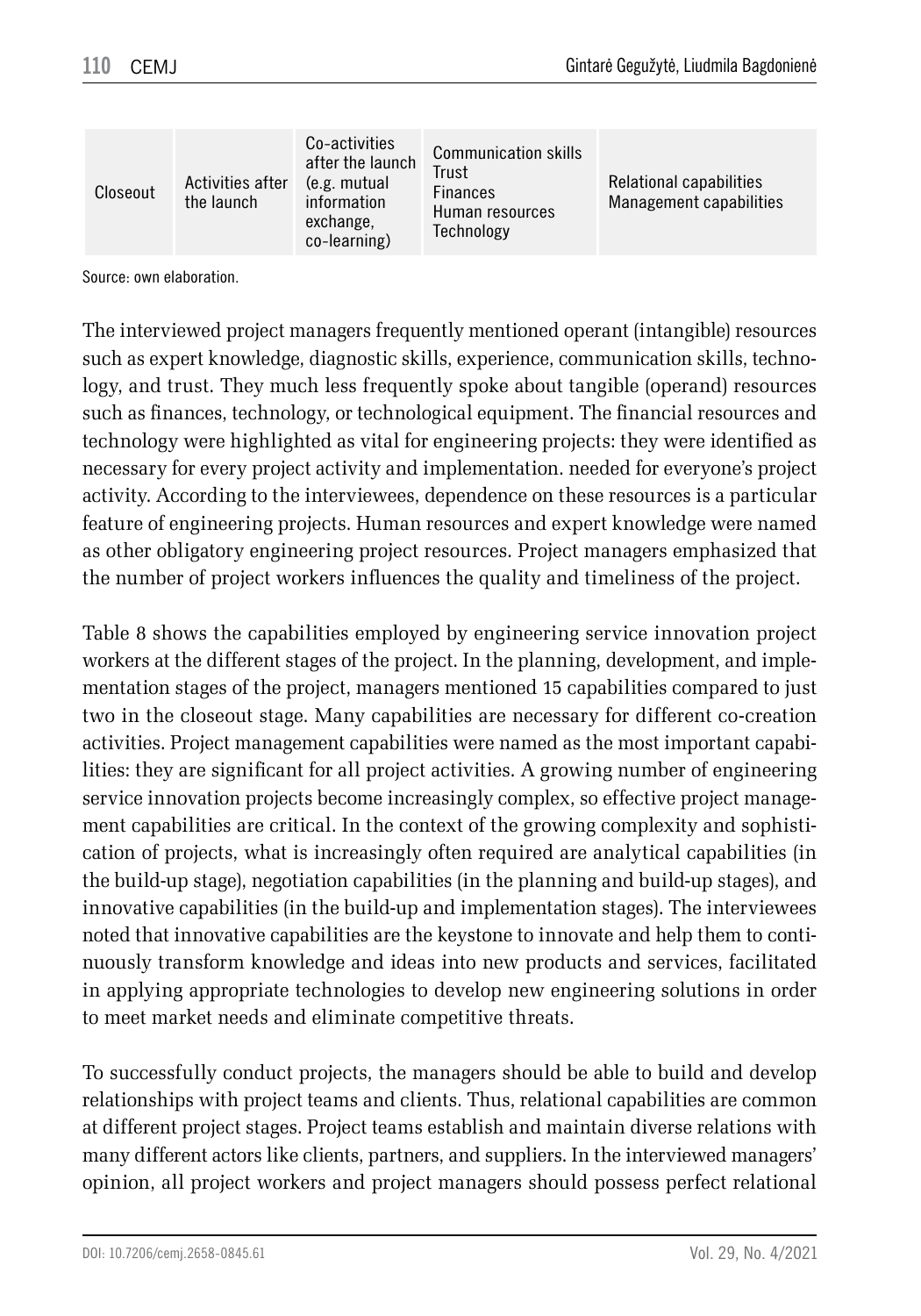| Closeout | Activities after the launch | Co-activities after the launch (e.g. mutual information exchange, co-learning) | Communication skills<br>Trust<br>Finances<br>Human resources<br>Technology | Relational capabilities<br>Management capabilities |
|---|---|---|---|---|

Source: own elaboration.

The interviewed project managers frequently mentioned operant (intangible) resources such as expert knowledge, diagnostic skills, experience, communication skills, technology, and trust. They much less frequently spoke about tangible (operand) resources such as finances, technology, or technological equipment. The financial resources and technology were highlighted as vital for engineering projects: they were identified as necessary for every project activity and implementation. needed for everyone's project activity. According to the interviewees, dependence on these resources is a particular feature of engineering projects. Human resources and expert knowledge were named as other obligatory engineering project resources. Project managers emphasized that the number of project workers influences the quality and timeliness of the project.

Table 8 shows the capabilities employed by engineering service innovation project workers at the different stages of the project. In the planning, development, and implementation stages of the project, managers mentioned 15 capabilities compared to just two in the closeout stage. Many capabilities are necessary for different co-creation activities. Project management capabilities were named as the most important capabilities: they are significant for all project activities. A growing number of engineering service innovation projects become increasingly complex, so effective project management capabilities are critical. In the context of the growing complexity and sophistication of projects, what is increasingly often required are analytical capabilities (in the build-up stage), negotiation capabilities (in the planning and build-up stages), and innovative capabilities (in the build-up and implementation stages). The interviewees noted that innovative capabilities are the keystone to innovate and help them to continuously transform knowledge and ideas into new products and services, facilitated in applying appropriate technologies to develop new engineering solutions in order to meet market needs and eliminate competitive threats.

To successfully conduct projects, the managers should be able to build and develop relationships with project teams and clients. Thus, relational capabilities are common at different project stages. Project teams establish and maintain diverse relations with many different actors like clients, partners, and suppliers. In the interviewed managers' opinion, all project workers and project managers should possess perfect relational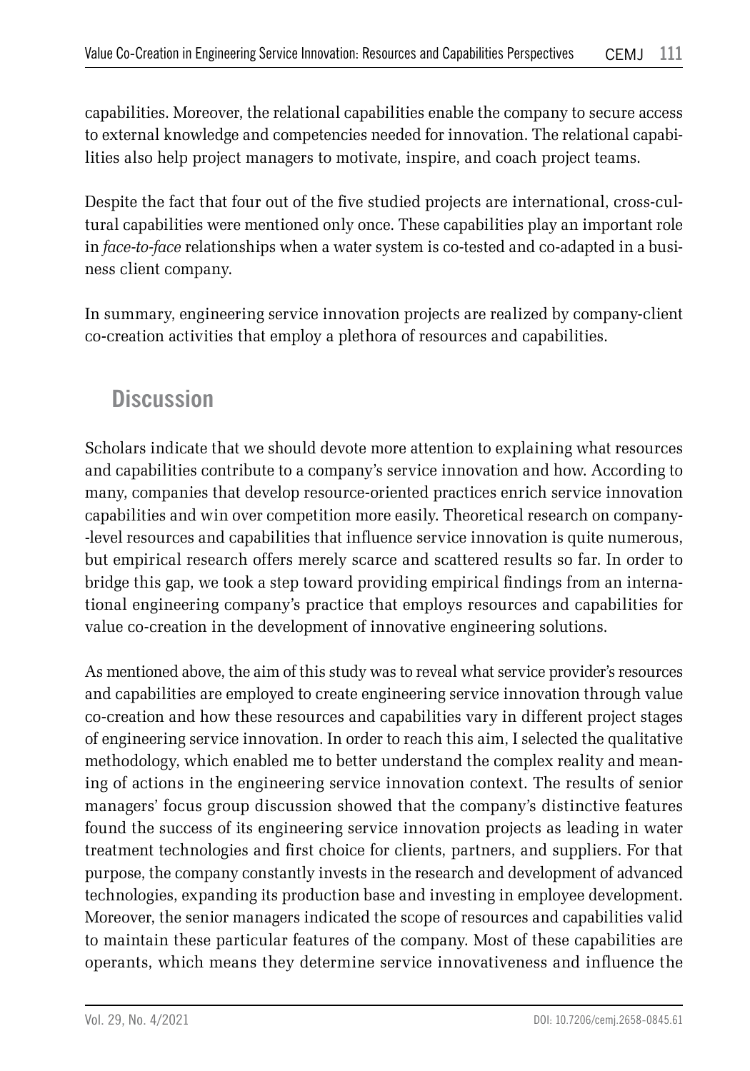capabilities. Moreover, the relational capabilities enable the company to secure access to external knowledge and competencies needed for innovation. The relational capabilities also help project managers to motivate, inspire, and coach project teams.

Despite the fact that four out of the five studied projects are international, cross-cultural capabilities were mentioned only once. These capabilities play an important role in *face-to-face* relationships when a water system is co-tested and co-adapted in a business client company.

In summary, engineering service innovation projects are realized by company-client co-creation activities that employ a plethora of resources and capabilities.

## Discussion

Scholars indicate that we should devote more attention to explaining what resources and capabilities contribute to a company's service innovation and how. According to many, companies that develop resource-oriented practices enrich service innovation capabilities and win over competition more easily. Theoretical research on company--level resources and capabilities that influence service innovation is quite numerous, but empirical research offers merely scarce and scattered results so far. In order to bridge this gap, we took a step toward providing empirical findings from an international engineering company's practice that employs resources and capabilities for value co-creation in the development of innovative engineering solutions.

As mentioned above, the aim of this study was to reveal what service provider's resources and capabilities are employed to create engineering service innovation through value co-creation and how these resources and capabilities vary in different project stages of engineering service innovation. In order to reach this aim, I selected the qualitative methodology, which enabled me to better understand the complex reality and meaning of actions in the engineering service innovation context. The results of senior managers' focus group discussion showed that the company's distinctive features found the success of its engineering service innovation projects as leading in water treatment technologies and first choice for clients, partners, and suppliers. For that purpose, the company constantly invests in the research and development of advanced technologies, expanding its production base and investing in employee development. Moreover, the senior managers indicated the scope of resources and capabilities valid to maintain these particular features of the company. Most of these capabilities are operants, which means they determine service innovativeness and influence the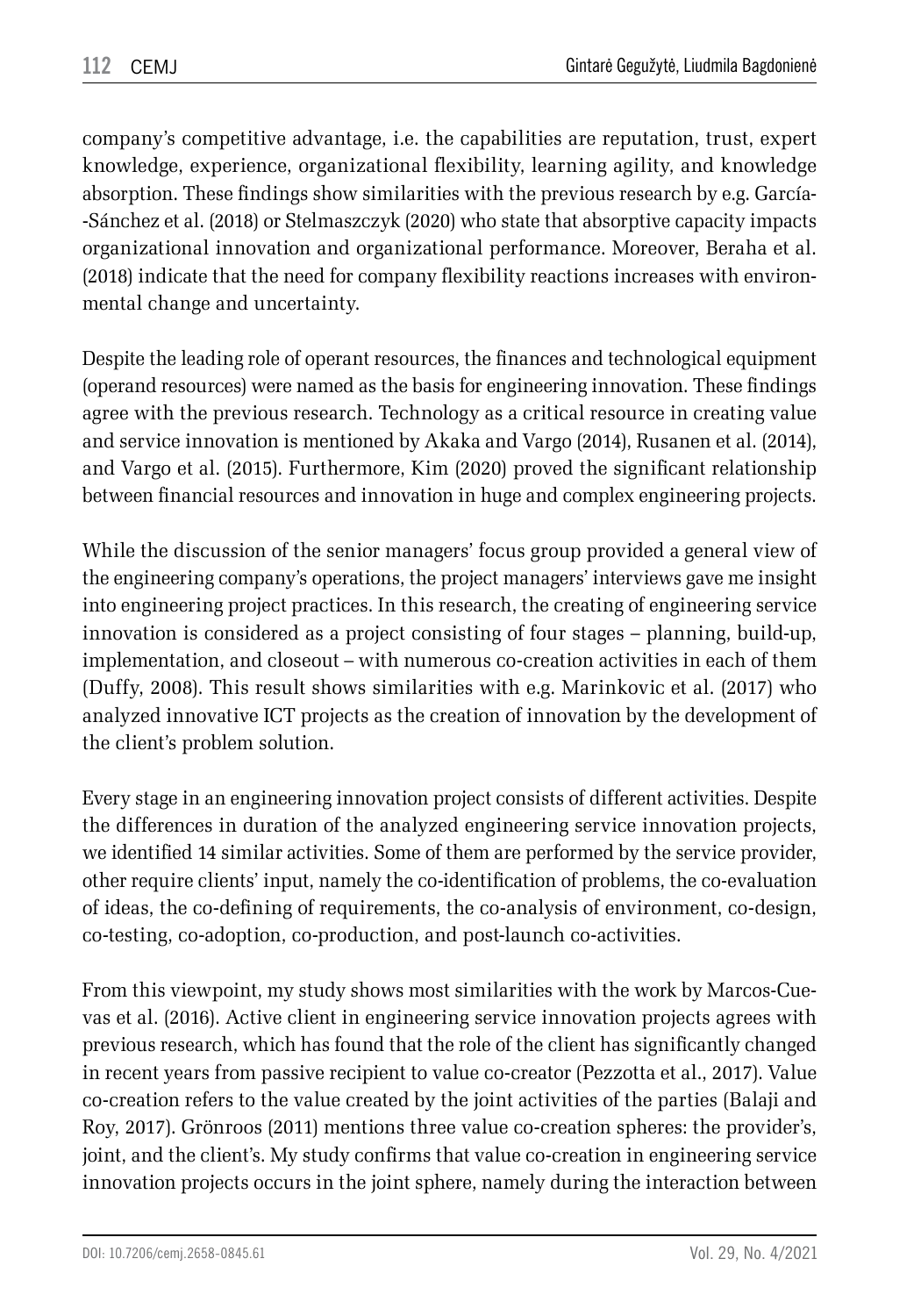company's competitive advantage, i.e. the capabilities are reputation, trust, expert knowledge, experience, organizational flexibility, learning agility, and knowledge absorption. These findings show similarities with the previous research by e.g. García-Sánchez et al. (2018) or Stelmaszczyk (2020) who state that absorptive capacity impacts organizational innovation and organizational performance. Moreover, Beraha et al. (2018) indicate that the need for company flexibility reactions increases with environmental change and uncertainty.

Despite the leading role of operant resources, the finances and technological equipment (operand resources) were named as the basis for engineering innovation. These findings agree with the previous research. Technology as a critical resource in creating value and service innovation is mentioned by Akaka and Vargo (2014), Rusanen et al. (2014), and Vargo et al. (2015). Furthermore, Kim (2020) proved the significant relationship between financial resources and innovation in huge and complex engineering projects.

While the discussion of the senior managers' focus group provided a general view of the engineering company's operations, the project managers' interviews gave me insight into engineering project practices. In this research, the creating of engineering service innovation is considered as a project consisting of four stages – planning, build-up, implementation, and closeout – with numerous co-creation activities in each of them (Duffy, 2008). This result shows similarities with e.g. Marinkovic et al. (2017) who analyzed innovative ICT projects as the creation of innovation by the development of the client's problem solution.

Every stage in an engineering innovation project consists of different activities. Despite the differences in duration of the analyzed engineering service innovation projects, we identified 14 similar activities. Some of them are performed by the service provider, other require clients' input, namely the co-identification of problems, the co-evaluation of ideas, the co-defining of requirements, the co-analysis of environment, co-design, co-testing, co-adoption, co-production, and post-launch co-activities.

From this viewpoint, my study shows most similarities with the work by Marcos-Cuevas et al. (2016). Active client in engineering service innovation projects agrees with previous research, which has found that the role of the client has significantly changed in recent years from passive recipient to value co-creator (Pezzotta et al., 2017). Value co-creation refers to the value created by the joint activities of the parties (Balaji and Roy, 2017). Grönroos (2011) mentions three value co-creation spheres: the provider's, joint, and the client's. My study confirms that value co-creation in engineering service innovation projects occurs in the joint sphere, namely during the interaction between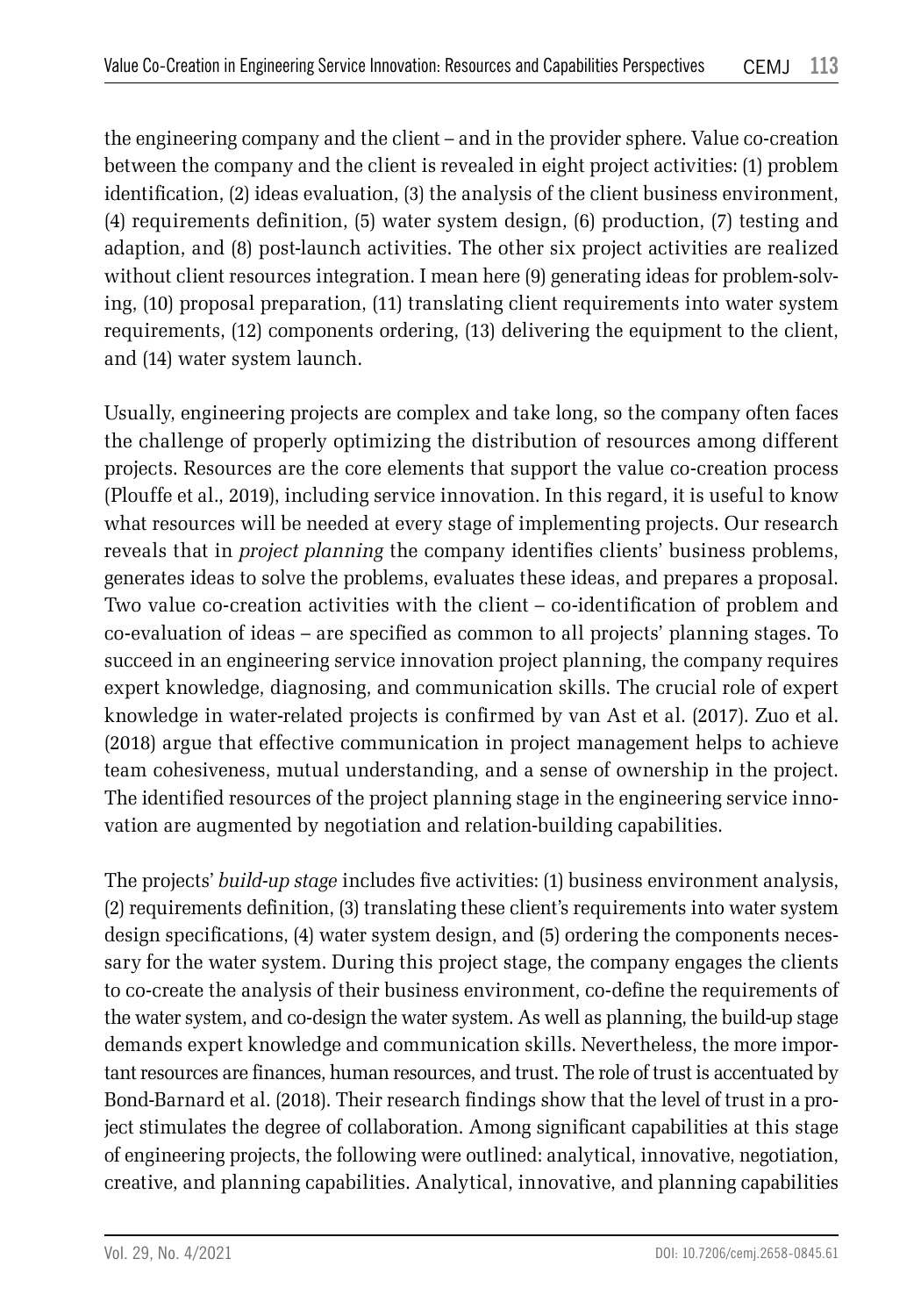the engineering company and the client – and in the provider sphere. Value co-creation between the company and the client is revealed in eight project activities: (1) problem identification, (2) ideas evaluation, (3) the analysis of the client business environment, (4) requirements definition, (5) water system design, (6) production, (7) testing and adaption, and (8) post-launch activities. The other six project activities are realized without client resources integration. I mean here (9) generating ideas for problem-solving, (10) proposal preparation, (11) translating client requirements into water system requirements, (12) components ordering, (13) delivering the equipment to the client, and (14) water system launch.

Usually, engineering projects are complex and take long, so the company often faces the challenge of properly optimizing the distribution of resources among different projects. Resources are the core elements that support the value co-creation process (Plouffe et al., 2019), including service innovation. In this regard, it is useful to know what resources will be needed at every stage of implementing projects. Our research reveals that in *project planning* the company identifies clients' business problems, generates ideas to solve the problems, evaluates these ideas, and prepares a proposal. Two value co-creation activities with the client – co-identification of problem and co-evaluation of ideas – are specified as common to all projects' planning stages. To succeed in an engineering service innovation project planning, the company requires expert knowledge, diagnosing, and communication skills. The crucial role of expert knowledge in water-related projects is confirmed by van Ast et al. (2017). Zuo et al. (2018) argue that effective communication in project management helps to achieve team cohesiveness, mutual understanding, and a sense of ownership in the project. The identified resources of the project planning stage in the engineering service innovation are augmented by negotiation and relation-building capabilities.

The projects' *build-up stage* includes five activities: (1) business environment analysis, (2) requirements definition, (3) translating these client's requirements into water system design specifications, (4) water system design, and (5) ordering the components necessary for the water system. During this project stage, the company engages the clients to co-create the analysis of their business environment, co-define the requirements of the water system, and co-design the water system. As well as planning, the build-up stage demands expert knowledge and communication skills. Nevertheless, the more important resources are finances, human resources, and trust. The role of trust is accentuated by Bond-Barnard et al. (2018). Their research findings show that the level of trust in a project stimulates the degree of collaboration. Among significant capabilities at this stage of engineering projects, the following were outlined: analytical, innovative, negotiation, creative, and planning capabilities. Analytical, innovative, and planning capabilities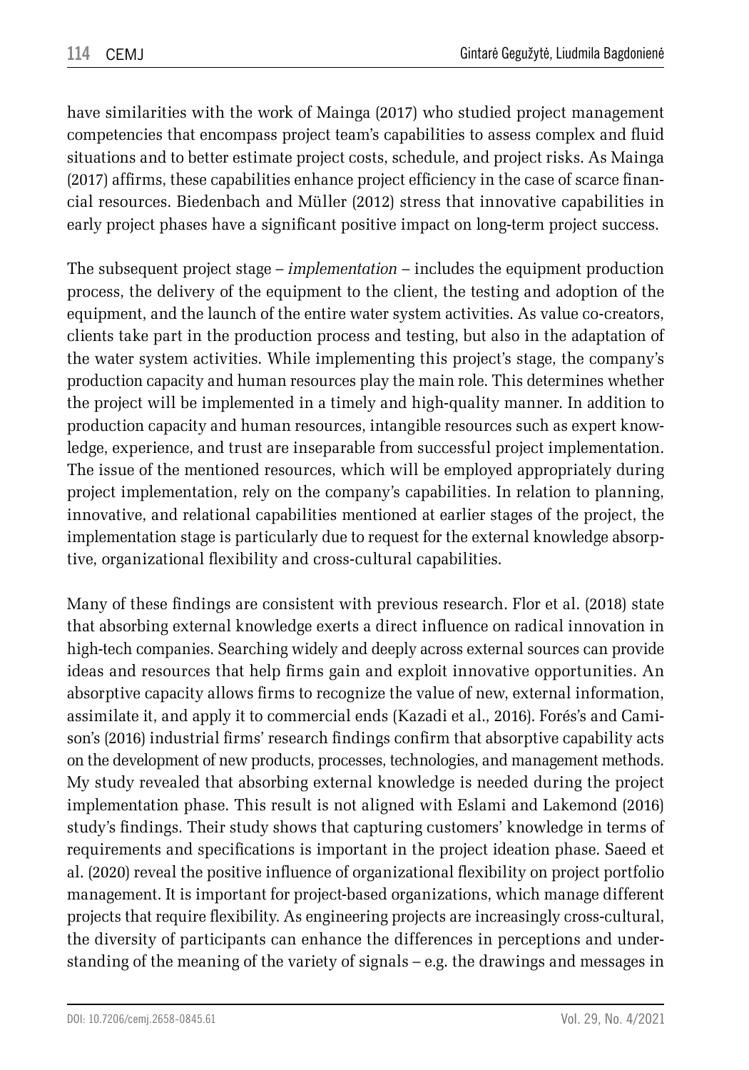have similarities with the work of Mainga (2017) who studied project management competencies that encompass project team's capabilities to assess complex and fluid situations and to better estimate project costs, schedule, and project risks. As Mainga (2017) affirms, these capabilities enhance project efficiency in the case of scarce financial resources. Biedenbach and Müller (2012) stress that innovative capabilities in early project phases have a significant positive impact on long-term project success.

The subsequent project stage – *implementation* – includes the equipment production process, the delivery of the equipment to the client, the testing and adoption of the equipment, and the launch of the entire water system activities. As value co-creators, clients take part in the production process and testing, but also in the adaptation of the water system activities. While implementing this project's stage, the company's production capacity and human resources play the main role. This determines whether the project will be implemented in a timely and high-quality manner. In addition to production capacity and human resources, intangible resources such as expert knowledge, experience, and trust are inseparable from successful project implementation. The issue of the mentioned resources, which will be employed appropriately during project implementation, rely on the company's capabilities. In relation to planning, innovative, and relational capabilities mentioned at earlier stages of the project, the implementation stage is particularly due to request for the external knowledge absorptive, organizational flexibility and cross-cultural capabilities.

Many of these findings are consistent with previous research. Flor et al. (2018) state that absorbing external knowledge exerts a direct influence on radical innovation in high-tech companies. Searching widely and deeply across external sources can provide ideas and resources that help firms gain and exploit innovative opportunities. An absorptive capacity allows firms to recognize the value of new, external information, assimilate it, and apply it to commercial ends (Kazadi et al., 2016). Forés's and Camison's (2016) industrial firms' research findings confirm that absorptive capability acts on the development of new products, processes, technologies, and management methods. My study revealed that absorbing external knowledge is needed during the project implementation phase. This result is not aligned with Eslami and Lakemond (2016) study's findings. Their study shows that capturing customers' knowledge in terms of requirements and specifications is important in the project ideation phase. Saeed et al. (2020) reveal the positive influence of organizational flexibility on project portfolio management. It is important for project-based organizations, which manage different projects that require flexibility. As engineering projects are increasingly cross-cultural, the diversity of participants can enhance the differences in perceptions and understanding of the meaning of the variety of signals – e.g. the drawings and messages in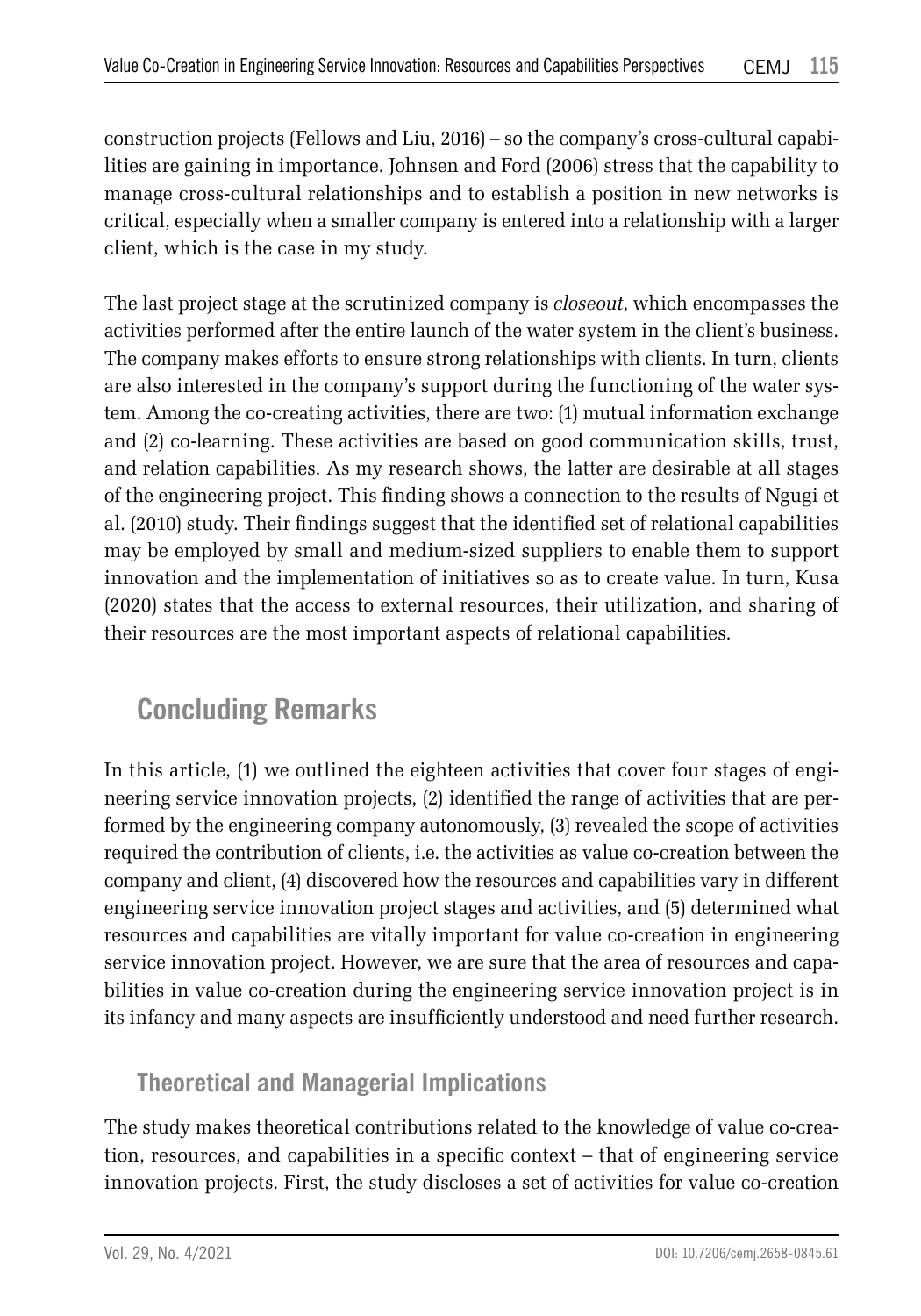construction projects (Fellows and Liu, 2016) – so the company's cross-cultural capabilities are gaining in importance. Johnsen and Ford (2006) stress that the capability to manage cross-cultural relationships and to establish a position in new networks is critical, especially when a smaller company is entered into a relationship with a larger client, which is the case in my study.

The last project stage at the scrutinized company is *closeout*, which encompasses the activities performed after the entire launch of the water system in the client's business. The company makes efforts to ensure strong relationships with clients. In turn, clients are also interested in the company's support during the functioning of the water system. Among the co-creating activities, there are two: (1) mutual information exchange and (2) co-learning. These activities are based on good communication skills, trust, and relation capabilities. As my research shows, the latter are desirable at all stages of the engineering project. This finding shows a connection to the results of Ngugi et al. (2010) study. Their findings suggest that the identified set of relational capabilities may be employed by small and medium-sized suppliers to enable them to support innovation and the implementation of initiatives so as to create value. In turn, Kusa (2020) states that the access to external resources, their utilization, and sharing of their resources are the most important aspects of relational capabilities.

## Concluding Remarks

In this article, (1) we outlined the eighteen activities that cover four stages of engineering service innovation projects, (2) identified the range of activities that are performed by the engineering company autonomously, (3) revealed the scope of activities required the contribution of clients, i.e. the activities as value co-creation between the company and client, (4) discovered how the resources and capabilities vary in different engineering service innovation project stages and activities, and (5) determined what resources and capabilities are vitally important for value co-creation in engineering service innovation project. However, we are sure that the area of resources and capabilities in value co-creation during the engineering service innovation project is in its infancy and many aspects are insufficiently understood and need further research.

### Theoretical and Managerial Implications

The study makes theoretical contributions related to the knowledge of value co-creation, resources, and capabilities in a specific context – that of engineering service innovation projects. First, the study discloses a set of activities for value co-creation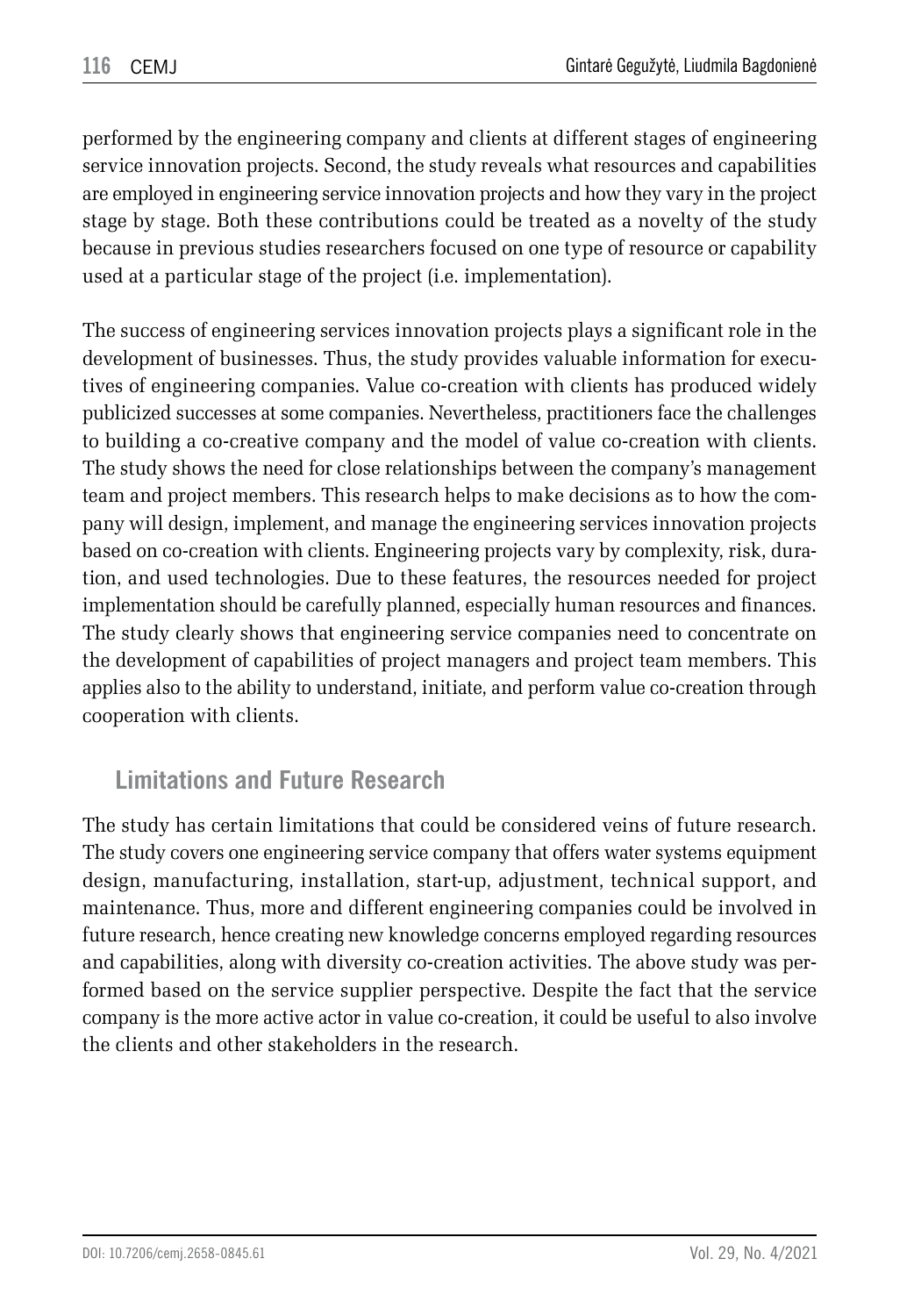performed by the engineering company and clients at different stages of engineering service innovation projects. Second, the study reveals what resources and capabilities are employed in engineering service innovation projects and how they vary in the project stage by stage. Both these contributions could be treated as a novelty of the study because in previous studies researchers focused on one type of resource or capability used at a particular stage of the project (i.e. implementation).

The success of engineering services innovation projects plays a significant role in the development of businesses. Thus, the study provides valuable information for executives of engineering companies. Value co-creation with clients has produced widely publicized successes at some companies. Nevertheless, practitioners face the challenges to building a co-creative company and the model of value co-creation with clients. The study shows the need for close relationships between the company's management team and project members. This research helps to make decisions as to how the company will design, implement, and manage the engineering services innovation projects based on co-creation with clients. Engineering projects vary by complexity, risk, duration, and used technologies. Due to these features, the resources needed for project implementation should be carefully planned, especially human resources and finances. The study clearly shows that engineering service companies need to concentrate on the development of capabilities of project managers and project team members. This applies also to the ability to understand, initiate, and perform value co-creation through cooperation with clients.

## Limitations and Future Research

The study has certain limitations that could be considered veins of future research. The study covers one engineering service company that offers water systems equipment design, manufacturing, installation, start-up, adjustment, technical support, and maintenance. Thus, more and different engineering companies could be involved in future research, hence creating new knowledge concerns employed regarding resources and capabilities, along with diversity co-creation activities. The above study was performed based on the service supplier perspective. Despite the fact that the service company is the more active actor in value co-creation, it could be useful to also involve the clients and other stakeholders in the research.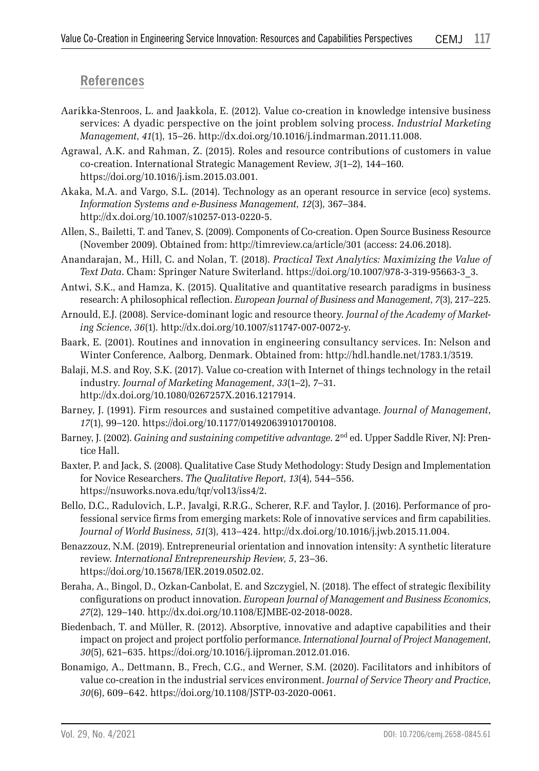## References

Aarikka-Stenroos, L. and Jaakkola, E. (2012). Value co-creation in knowledge intensive business services: A dyadic perspective on the joint problem solving process. *Industrial Marketing Management*, *41*(1), 15–26. http://dx.doi.org/10.1016/j.indmarman.2011.11.008.

Agrawal, A.K. and Rahman, Z. (2015). Roles and resource contributions of customers in value co-creation. International Strategic Management Review, *3*(1–2), 144–160. https://doi.org/10.1016/j.ism.2015.03.001.

Akaka, M.A. and Vargo, S.L. (2014). Technology as an operant resource in service (eco) systems. *Information Systems and e-Business Management*, *12*(3), 367–384. http://dx.doi.org/10.1007/s10257-013-0220-5.

Allen, S., Bailetti, T. and Tanev, S. (2009). Components of Co-creation. Open Source Business Resource (November 2009). Obtained from: http://timreview.ca/article/301 (access: 24.06.2018).

Anandarajan, M., Hill, C. and Nolan, T. (2018). *Practical Text Analytics: Maximizing the Value of Text Data*. Cham: Springer Nature Switerland. https://doi.org/10.1007/978-3-319-95663-3_3.

Antwi, S.K., and Hamza, K. (2015). Qualitative and quantitative research paradigms in business research: A philosophical reflection. *European Journal of Business and Management*, *7*(3), 217–225.

Arnould, E.J. (2008). Service-dominant logic and resource theory. *Journal of the Academy of Marketing Science*, *36*(1). http://dx.doi.org/10.1007/s11747-007-0072-y.

Baark, E. (2001). Routines and innovation in engineering consultancy services. In: Nelson and Winter Conference, Aalborg, Denmark. Obtained from: http://hdl.handle.net/1783.1/3519.

Balaji, M.S. and Roy, S.K. (2017). Value co-creation with Internet of things technology in the retail industry. *Journal of Marketing Management*, *33*(1–2), 7–31. http://dx.doi.org/10.1080/0267257X.2016.1217914.

Barney, J. (1991). Firm resources and sustained competitive advantage. *Journal of Management*, *17*(1), 99–120. https://doi.org/10.1177/014920639101700108.

Barney, J. (2002). *Gaining and sustaining competitive advantage*. 2nd ed. Upper Saddle River, NJ: Prentice Hall.

Baxter, P. and Jack, S. (2008). Qualitative Case Study Methodology: Study Design and Implementation for Novice Researchers. *The Qualitative Report*, *13*(4), 544–556. https://nsuworks.nova.edu/tqr/vol13/iss4/2.

Bello, D.C., Radulovich, L.P., Javalgi, R.R.G., Scherer, R.F. and Taylor, J. (2016). Performance of professional service firms from emerging markets: Role of innovative services and firm capabilities. *Journal of World Business*, *51*(3), 413–424. http://dx.doi.org/10.1016/j.jwb.2015.11.004.

Benazzouz, N.M. (2019). Entrepreneurial orientation and innovation intensity: A synthetic literature review. *International Entrepreneurship Review*, *5*, 23–36. https://doi.org/10.15678/IER.2019.0502.02.

Beraha, A., Bingol, D., Ozkan-Canbolat, E. and Szczygiel, N. (2018). The effect of strategic flexibility configurations on product innovation. *European Journal of Management and Business Economics*, *27*(2), 129–140. http://dx.doi.org/10.1108/EJMBE-02-2018-0028.

Biedenbach, T. and Müller, R. (2012). Absorptive, innovative and adaptive capabilities and their impact on project and project portfolio performance. *International Journal of Project Management*, *30*(5), 621–635. https://doi.org/10.1016/j.ijproman.2012.01.016.

Bonamigo, A., Dettmann, B., Frech, C.G., and Werner, S.M. (2020). Facilitators and inhibitors of value co-creation in the industrial services environment. *Journal of Service Theory and Practice*, *30*(6), 609–642. https://doi.org/10.1108/JSTP-03-2020-0061.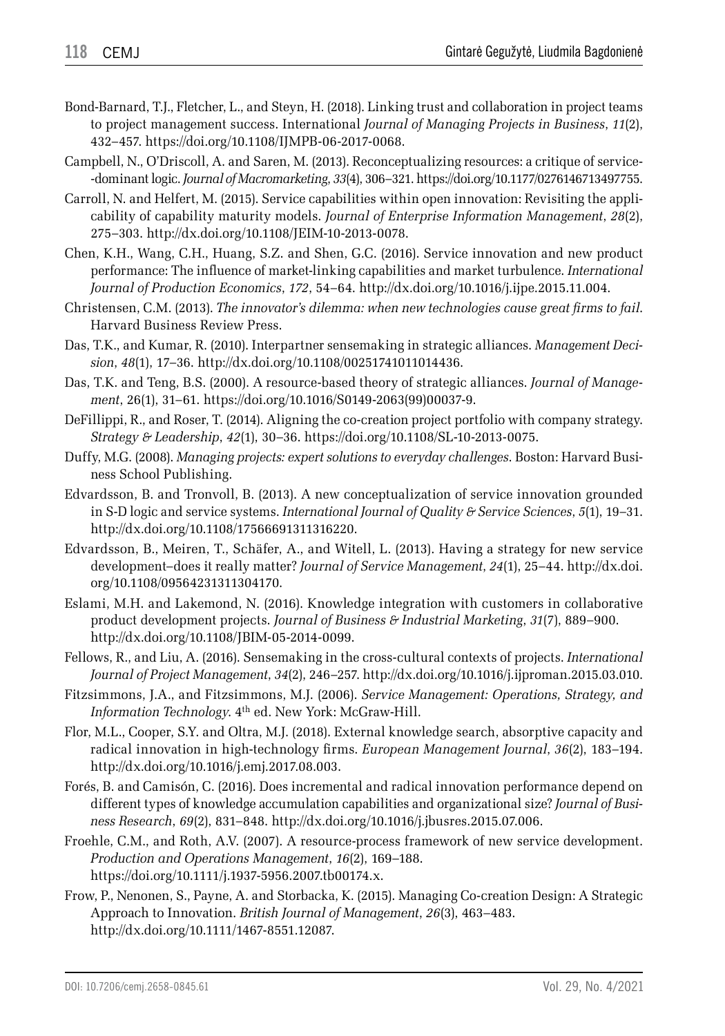Bond-Barnard, T.J., Fletcher, L., and Steyn, H. (2018). Linking trust and collaboration in project teams to project management success. International *Journal of Managing Projects in Business*, *11*(2), 432–457. https://doi.org/10.1108/IJMPB-06-2017-0068.

Campbell, N., O'Driscoll, A. and Saren, M. (2013). Reconceptualizing resources: a critique of service-dominant logic. *Journal of Macromarketing*, *33*(4), 306–321. https://doi.org/10.1177/0276146713497755.

Carroll, N. and Helfert, M. (2015). Service capabilities within open innovation: Revisiting the applicability of capability maturity models. *Journal of Enterprise Information Management*, *28*(2), 275–303. http://dx.doi.org/10.1108/JEIM-10-2013-0078.

Chen, K.H., Wang, C.H., Huang, S.Z. and Shen, G.C. (2016). Service innovation and new product performance: The influence of market-linking capabilities and market turbulence. *International Journal of Production Economics*, *172*, 54–64. http://dx.doi.org/10.1016/j.ijpe.2015.11.004.

Christensen, C.M. (2013). *The innovator's dilemma: when new technologies cause great firms to fail*. Harvard Business Review Press.

Das, T.K., and Kumar, R. (2010). Interpartner sensemaking in strategic alliances. *Management Decision*, *48*(1), 17–36. http://dx.doi.org/10.1108/00251741011014436.

Das, T.K. and Teng, B.S. (2000). A resource-based theory of strategic alliances. *Journal of Management*, 26(1), 31–61. https://doi.org/10.1016/S0149-2063(99)00037-9.

DeFillippi, R., and Roser, T. (2014). Aligning the co-creation project portfolio with company strategy. *Strategy & Leadership*, *42*(1), 30–36. https://doi.org/10.1108/SL-10-2013-0075.

Duffy, M.G. (2008). *Managing projects: expert solutions to everyday challenges*. Boston: Harvard Business School Publishing.

Edvardsson, B. and Tronvoll, B. (2013). A new conceptualization of service innovation grounded in S-D logic and service systems. *International Journal of Quality & Service Sciences*, *5*(1), 19–31. http://dx.doi.org/10.1108/17566691311316220.

Edvardsson, B., Meiren, T., Schäfer, A., and Witell, L. (2013). Having a strategy for new service development–does it really matter? *Journal of Service Management*, *24*(1), 25–44. http://dx.doi.org/10.1108/09564231311304170.

Eslami, M.H. and Lakemond, N. (2016). Knowledge integration with customers in collaborative product development projects. *Journal of Business & Industrial Marketing*, *31*(7), 889–900. http://dx.doi.org/10.1108/JBIM-05-2014-0099.

Fellows, R., and Liu, A. (2016). Sensemaking in the cross-cultural contexts of projects. *International Journal of Project Management*, *34*(2), 246–257. http://dx.doi.org/10.1016/j.ijproman.2015.03.010.

Fitzsimmons, J.A., and Fitzsimmons, M.J. (2006). *Service Management: Operations, Strategy, and Information Technology*. 4th ed. New York: McGraw-Hill.

Flor, M.L., Cooper, S.Y. and Oltra, M.J. (2018). External knowledge search, absorptive capacity and radical innovation in high-technology firms. *European Management Journal*, *36*(2), 183–194. http://dx.doi.org/10.1016/j.emj.2017.08.003.

Forés, B. and Camisón, C. (2016). Does incremental and radical innovation performance depend on different types of knowledge accumulation capabilities and organizational size? *Journal of Business Research*, *69*(2), 831–848. http://dx.doi.org/10.1016/j.jbusres.2015.07.006.

Froehle, C.M., and Roth, A.V. (2007). A resource-process framework of new service development. *Production and Operations Management*, *16*(2), 169–188. https://doi.org/10.1111/j.1937-5956.2007.tb00174.x.

Frow, P., Nenonen, S., Payne, A. and Storbacka, K. (2015). Managing Co-creation Design: A Strategic Approach to Innovation. *British Journal of Management*, *26*(3), 463–483. http://dx.doi.org/10.1111/1467-8551.12087.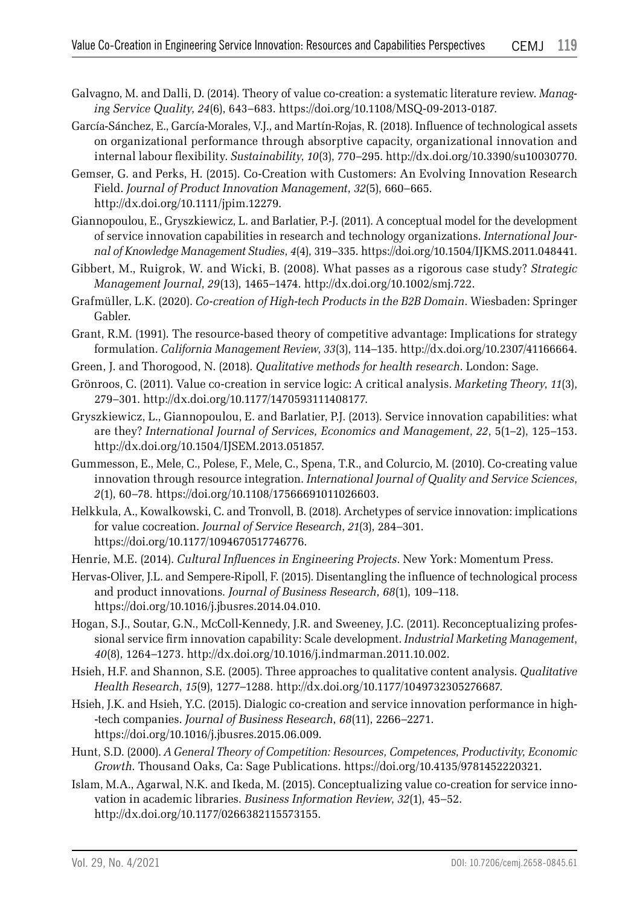Galvagno, M. and Dalli, D. (2014). Theory of value co-creation: a systematic literature review. *Managing Service Quality*, *24*(6), 643–683. https://doi.org/10.1108/MSQ-09-2013-0187.

García-Sánchez, E., García-Morales, V.J., and Martín-Rojas, R. (2018). Influence of technological assets on organizational performance through absorptive capacity, organizational innovation and internal labour flexibility. *Sustainability*, *10*(3), 770–295. http://dx.doi.org/10.3390/su10030770.

Gemser, G. and Perks, H. (2015). Co-Creation with Customers: An Evolving Innovation Research Field. *Journal of Product Innovation Management*, *32*(5), 660–665. http://dx.doi.org/10.1111/jpim.12279.

Giannopoulou, E., Gryszkiewicz, L. and Barlatier, P.-J. (2011). A conceptual model for the development of service innovation capabilities in research and technology organizations. *International Journal of Knowledge Management Studies*, *4*(4), 319–335. https://doi.org/10.1504/IJKMS.2011.048441.

Gibbert, M., Ruigrok, W. and Wicki, B. (2008). What passes as a rigorous case study? *Strategic Management Journal*, *29*(13), 1465–1474. http://dx.doi.org/10.1002/smj.722.

Grafmüller, L.K. (2020). *Co-creation of High-tech Products in the B2B Domain*. Wiesbaden: Springer Gabler.

Grant, R.M. (1991). The resource-based theory of competitive advantage: Implications for strategy formulation. *California Management Review*, *33*(3), 114–135. http://dx.doi.org/10.2307/41166664.

Green, J. and Thorogood, N. (2018). *Qualitative methods for health research*. London: Sage.

Grönroos, C. (2011). Value co-creation in service logic: A critical analysis. *Marketing Theory*, *11*(3), 279–301. http://dx.doi.org/10.1177/1470593111408177.

Gryszkiewicz, L., Giannopoulou, E. and Barlatier, P.J. (2013). Service innovation capabilities: what are they? *International Journal of Services, Economics and Management*, *22*, 5(1–2), 125–153. http://dx.doi.org/10.1504/IJSEM.2013.051857.

Gummesson, E., Mele, C., Polese, F., Mele, C., Spena, T.R., and Colurcio, M. (2010). Co-creating value innovation through resource integration. *International Journal of Quality and Service Sciences*, *2*(1), 60–78. https://doi.org/10.1108/17566691011026603.

Helkkula, A., Kowalkowski, C. and Tronvoll, B. (2018). Archetypes of service innovation: implications for value cocreation. *Journal of Service Research*, *21*(3), 284–301. https://doi.org/10.1177/1094670517746776.

Henrie, M.E. (2014). *Cultural Influences in Engineering Projects*. New York: Momentum Press.

Hervas-Oliver, J.L. and Sempere-Ripoll, F. (2015). Disentangling the influence of technological process and product innovations. *Journal of Business Research*, *68*(1), 109–118. https://doi.org/10.1016/j.jbusres.2014.04.010.

Hogan, S.J., Soutar, G.N., McColl-Kennedy, J.R. and Sweeney, J.C. (2011). Reconceptualizing professional service firm innovation capability: Scale development. *Industrial Marketing Management*, *40*(8), 1264–1273. http://dx.doi.org/10.1016/j.indmarman.2011.10.002.

Hsieh, H.F. and Shannon, S.E. (2005). Three approaches to qualitative content analysis. *Qualitative Health Research*, *15*(9), 1277–1288. http://dx.doi.org/10.1177/1049732305276687.

Hsieh, J.K. and Hsieh, Y.C. (2015). Dialogic co-creation and service innovation performance in high--tech companies. *Journal of Business Research*, *68*(11), 2266–2271. https://doi.org/10.1016/j.jbusres.2015.06.009.

Hunt, S.D. (2000). *A General Theory of Competition: Resources, Competences, Productivity, Economic Growth*. Thousand Oaks, Ca: Sage Publications. https://doi.org/10.4135/9781452220321.

Islam, M.A., Agarwal, N.K. and Ikeda, M. (2015). Conceptualizing value co-creation for service innovation in academic libraries. *Business Information Review*, *32*(1), 45–52. http://dx.doi.org/10.1177/0266382115573155.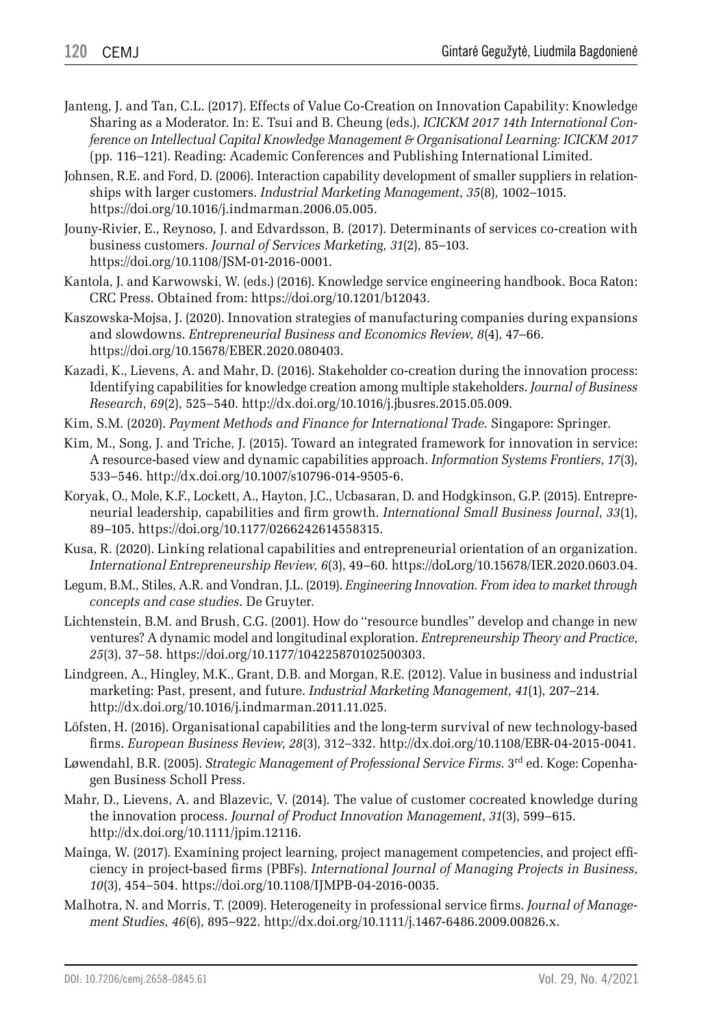Janteng, J. and Tan, C.L. (2017). Effects of Value Co-Creation on Innovation Capability: Knowledge Sharing as a Moderator. In: E. Tsui and B. Cheung (eds.), *ICICKM 2017 14th International Conference on Intellectual Capital Knowledge Management & Organisational Learning: ICICKM 2017* (pp. 116–121). Reading: Academic Conferences and Publishing International Limited.

Johnsen, R.E. and Ford, D. (2006). Interaction capability development of smaller suppliers in relationships with larger customers. *Industrial Marketing Management*, *35*(8), 1002–1015. https://doi.org/10.1016/j.indmarman.2006.05.005.

Jouny-Rivier, E., Reynoso, J. and Edvardsson, B. (2017). Determinants of services co-creation with business customers. *Journal of Services Marketing*, *31*(2), 85–103. https://doi.org/10.1108/JSM-01-2016-0001.

Kantola, J. and Karwowski, W. (eds.) (2016). Knowledge service engineering handbook. Boca Raton: CRC Press. Obtained from: https://doi.org/10.1201/b12043.

Kaszowska-Mojsa, J. (2020). Innovation strategies of manufacturing companies during expansions and slowdowns. *Entrepreneurial Business and Economics Review*, *8*(4), 47–66. https://doi.org/10.15678/EBER.2020.080403.

Kazadi, K., Lievens, A. and Mahr, D. (2016). Stakeholder co-creation during the innovation process: Identifying capabilities for knowledge creation among multiple stakeholders. *Journal of Business Research*, *69*(2), 525–540. http://dx.doi.org/10.1016/j.jbusres.2015.05.009.

Kim, S.M. (2020). *Payment Methods and Finance for International Trade*. Singapore: Springer.

Kim, M., Song, J. and Triche, J. (2015). Toward an integrated framework for innovation in service: A resource-based view and dynamic capabilities approach. *Information Systems Frontiers*, *17*(3), 533–546. http://dx.doi.org/10.1007/s10796-014-9505-6.

Koryak, O., Mole, K.F., Lockett, A., Hayton, J.C., Ucbasaran, D. and Hodgkinson, G.P. (2015). Entrepreneurial leadership, capabilities and firm growth. *International Small Business Journal*, *33*(1), 89–105. https://doi.org/10.1177/0266242614558315.

Kusa, R. (2020). Linking relational capabilities and entrepreneurial orientation of an organization. *International Entrepreneurship Review*, *6*(3), 49–60. https://doLorg/10.15678/IER.2020.0603.04.

Legum, B.M., Stiles, A.R. and Vondran, J.L. (2019). *Engineering Innovation. From idea to market through concepts and case studies*. De Gruyter.

Lichtenstein, B.M. and Brush, C.G. (2001). How do "resource bundles" develop and change in new ventures? A dynamic model and longitudinal exploration. *Entrepreneurship Theory and Practice*, *25*(3), 37–58. https://doi.org/10.1177/104225870102500303.

Lindgreen, A., Hingley, M.K., Grant, D.B. and Morgan, R.E. (2012). Value in business and industrial marketing: Past, present, and future. *Industrial Marketing Management*, *41*(1), 207–214. http://dx.doi.org/10.1016/j.indmarman.2011.11.025.

Löfsten, H. (2016). Organisational capabilities and the long-term survival of new technology-based firms. *European Business Review*, *28*(3), 312–332. http://dx.doi.org/10.1108/EBR-04-2015-0041.

Løwendahl, B.R. (2005). *Strategic Management of Professional Service Firms*. 3rd ed. Koge: Copenhagen Business Scholl Press.

Mahr, D., Lievens, A. and Blazevic, V. (2014). The value of customer cocreated knowledge during the innovation process. *Journal of Product Innovation Management*, *31*(3), 599–615. http://dx.doi.org/10.1111/jpim.12116.

Mainga, W. (2017). Examining project learning, project management competencies, and project efficiency in project-based firms (PBFs). *International Journal of Managing Projects in Business*, *10*(3), 454–504. https://doi.org/10.1108/IJMPB-04-2016-0035.

Malhotra, N. and Morris, T. (2009). Heterogeneity in professional service firms. *Journal of Management Studies*, *46*(6), 895–922. http://dx.doi.org/10.1111/j.1467-6486.2009.00826.x.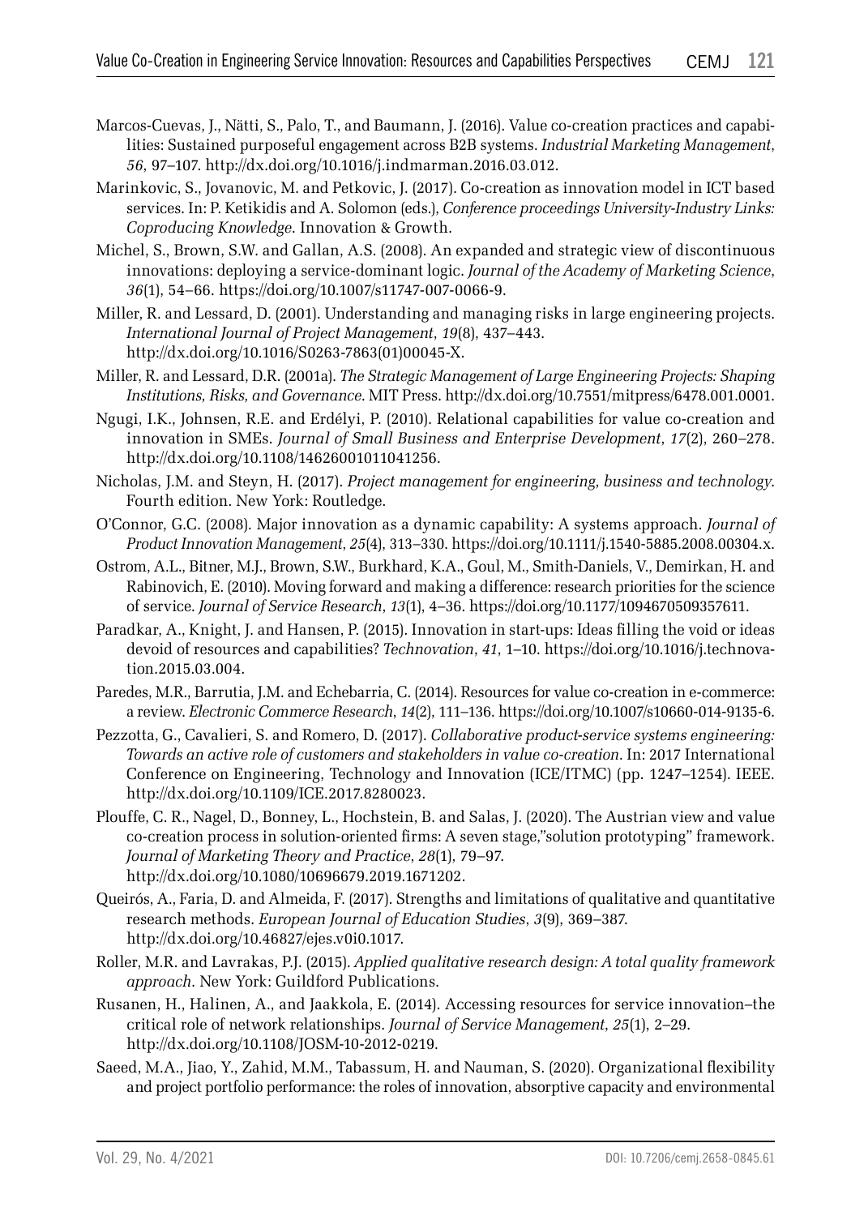Marcos-Cuevas, J., Nätti, S., Palo, T., and Baumann, J. (2016). Value co-creation practices and capabilities: Sustained purposeful engagement across B2B systems. *Industrial Marketing Management*, *56*, 97–107. http://dx.doi.org/10.1016/j.indmarman.2016.03.012.

Marinkovic, S., Jovanovic, M. and Petkovic, J. (2017). Co-creation as innovation model in ICT based services. In: P. Ketikidis and A. Solomon (eds.), *Conference proceedings University-Industry Links: Coproducing Knowledge*. Innovation & Growth.

Michel, S., Brown, S.W. and Gallan, A.S. (2008). An expanded and strategic view of discontinuous innovations: deploying a service-dominant logic. *Journal of the Academy of Marketing Science*, *36*(1), 54–66. https://doi.org/10.1007/s11747-007-0066-9.

Miller, R. and Lessard, D. (2001). Understanding and managing risks in large engineering projects. *International Journal of Project Management*, *19*(8), 437–443. http://dx.doi.org/10.1016/S0263-7863(01)00045-X.

Miller, R. and Lessard, D.R. (2001a). *The Strategic Management of Large Engineering Projects: Shaping Institutions, Risks, and Governance*. MIT Press. http://dx.doi.org/10.7551/mitpress/6478.001.0001.

Ngugi, I.K., Johnsen, R.E. and Erdélyi, P. (2010). Relational capabilities for value co-creation and innovation in SMEs. *Journal of Small Business and Enterprise Development*, *17*(2), 260–278. http://dx.doi.org/10.1108/14626001011041256.

Nicholas, J.M. and Steyn, H. (2017). *Project management for engineering, business and technology*. Fourth edition. New York: Routledge.

O'Connor, G.C. (2008). Major innovation as a dynamic capability: A systems approach. *Journal of Product Innovation Management*, *25*(4), 313–330. https://doi.org/10.1111/j.1540-5885.2008.00304.x.

Ostrom, A.L., Bitner, M.J., Brown, S.W., Burkhard, K.A., Goul, M., Smith-Daniels, V., Demirkan, H. and Rabinovich, E. (2010). Moving forward and making a difference: research priorities for the science of service. *Journal of Service Research*, *13*(1), 4–36. https://doi.org/10.1177/1094670509357611.

Paradkar, A., Knight, J. and Hansen, P. (2015). Innovation in start-ups: Ideas filling the void or ideas devoid of resources and capabilities? *Technovation*, *41*, 1–10. https://doi.org/10.1016/j.technovation.2015.03.004.

Paredes, M.R., Barrutia, J.M. and Echebarria, C. (2014). Resources for value co-creation in e-commerce: a review. *Electronic Commerce Research*, *14*(2), 111–136. https://doi.org/10.1007/s10660-014-9135-6.

Pezzotta, G., Cavalieri, S. and Romero, D. (2017). *Collaborative product-service systems engineering: Towards an active role of customers and stakeholders in value co-creation*. In: 2017 International Conference on Engineering, Technology and Innovation (ICE/ITMC) (pp. 1247–1254). IEEE. http://dx.doi.org/10.1109/ICE.2017.8280023.

Plouffe, C. R., Nagel, D., Bonney, L., Hochstein, B. and Salas, J. (2020). The Austrian view and value co-creation process in solution-oriented firms: A seven stage,"solution prototyping" framework. *Journal of Marketing Theory and Practice*, *28*(1), 79–97. http://dx.doi.org/10.1080/10696679.2019.1671202.

Queirós, A., Faria, D. and Almeida, F. (2017). Strengths and limitations of qualitative and quantitative research methods. *European Journal of Education Studies*, *3*(9), 369–387. http://dx.doi.org/10.46827/ejes.v0i0.1017.

Roller, M.R. and Lavrakas, P.J. (2015). *Applied qualitative research design: A total quality framework approach*. New York: Guildford Publications.

Rusanen, H., Halinen, A., and Jaakkola, E. (2014). Accessing resources for service innovation–the critical role of network relationships. *Journal of Service Management*, *25*(1), 2–29. http://dx.doi.org/10.1108/JOSM-10-2012-0219.

Saeed, M.A., Jiao, Y., Zahid, M.M., Tabassum, H. and Nauman, S. (2020). Organizational flexibility and project portfolio performance: the roles of innovation, absorptive capacity and environmental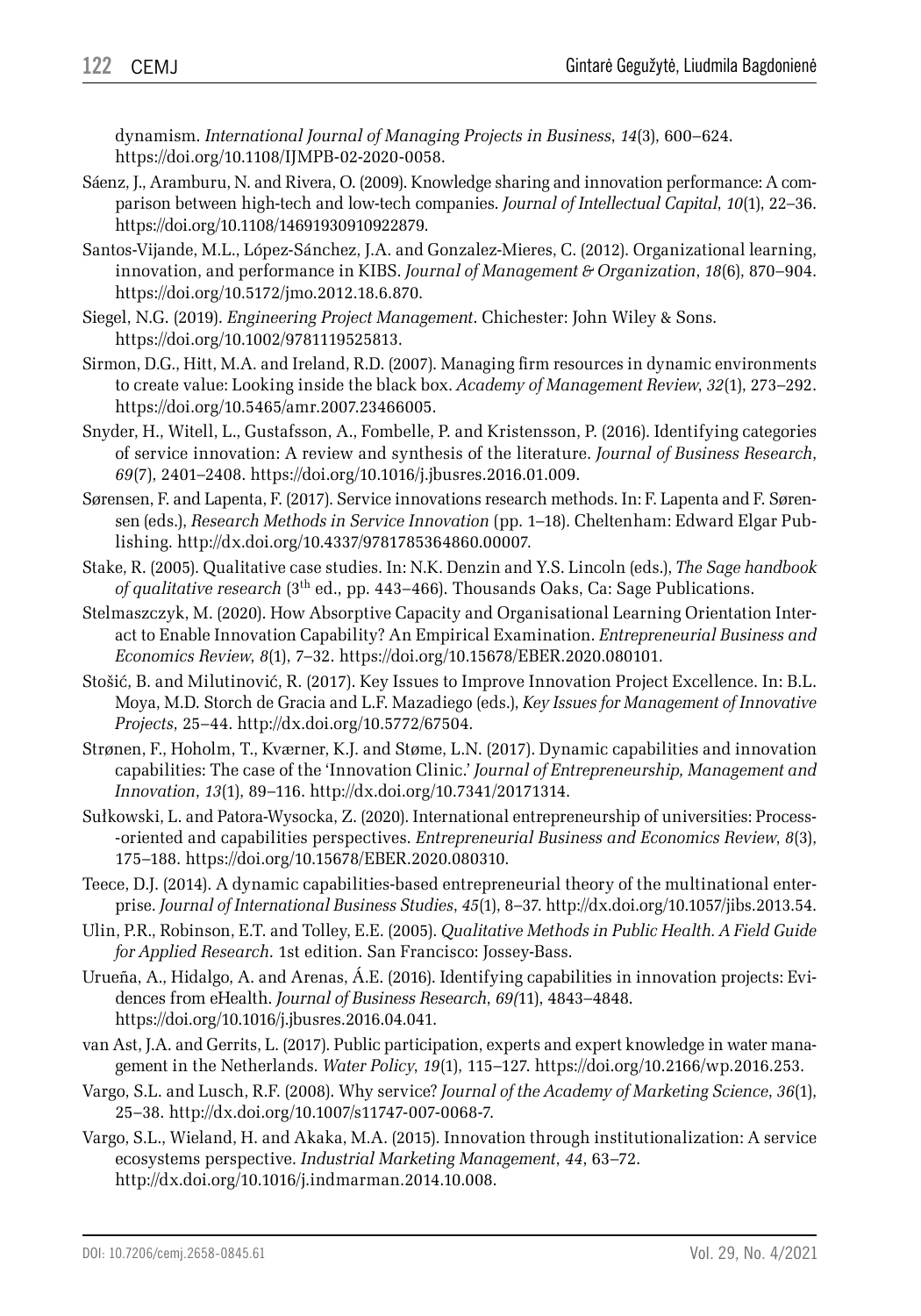dynamism. *International Journal of Managing Projects in Business*, *14*(3), 600–624. https://doi.org/10.1108/IJMPB-02-2020-0058.

Sáenz, J., Aramburu, N. and Rivera, O. (2009). Knowledge sharing and innovation performance: A comparison between high-tech and low-tech companies. *Journal of Intellectual Capital*, *10*(1), 22–36. https://doi.org/10.1108/14691930910922879.

Santos-Vijande, M.L., López-Sánchez, J.A. and Gonzalez-Mieres, C. (2012). Organizational learning, innovation, and performance in KIBS. *Journal of Management & Organization*, *18*(6), 870–904. https://doi.org/10.5172/jmo.2012.18.6.870.

Siegel, N.G. (2019). *Engineering Project Management*. Chichester: John Wiley & Sons. https://doi.org/10.1002/9781119525813.

Sirmon, D.G., Hitt, M.A. and Ireland, R.D. (2007). Managing firm resources in dynamic environments to create value: Looking inside the black box. *Academy of Management Review*, *32*(1), 273–292. https://doi.org/10.5465/amr.2007.23466005.

Snyder, H., Witell, L., Gustafsson, A., Fombelle, P. and Kristensson, P. (2016). Identifying categories of service innovation: A review and synthesis of the literature. *Journal of Business Research*, *69*(7), 2401–2408. https://doi.org/10.1016/j.jbusres.2016.01.009.

Sørensen, F. and Lapenta, F. (2017). Service innovations research methods. In: F. Lapenta and F. Sørensen (eds.), *Research Methods in Service Innovation* (pp. 1–18). Cheltenham: Edward Elgar Publishing. http://dx.doi.org/10.4337/9781785364860.00007.

Stake, R. (2005). Qualitative case studies. In: N.K. Denzin and Y.S. Lincoln (eds.), *The Sage handbook of qualitative research* (3th ed., pp. 443–466). Thousands Oaks, Ca: Sage Publications.

Stelmaszczyk, M. (2020). How Absorptive Capacity and Organisational Learning Orientation Interact to Enable Innovation Capability? An Empirical Examination. *Entrepreneurial Business and Economics Review*, *8*(1), 7–32. https://doi.org/10.15678/EBER.2020.080101.

Stošić, B. and Milutinović, R. (2017). Key Issues to Improve Innovation Project Excellence. In: B.L. Moya, M.D. Storch de Gracia and L.F. Mazadiego (eds.), *Key Issues for Management of Innovative Projects*, 25–44. http://dx.doi.org/10.5772/67504.

Strønen, F., Hoholm, T., Kværner, K.J. and Støme, L.N. (2017). Dynamic capabilities and innovation capabilities: The case of the 'Innovation Clinic.' *Journal of Entrepreneurship, Management and Innovation*, *13*(1), 89–116. http://dx.doi.org/10.7341/20171314.

Sułkowski, L. and Patora-Wysocka, Z. (2020). International entrepreneurship of universities: Process-oriented and capabilities perspectives. *Entrepreneurial Business and Economics Review*, *8*(3), 175–188. https://doi.org/10.15678/EBER.2020.080310.

Teece, D.J. (2014). A dynamic capabilities-based entrepreneurial theory of the multinational enterprise. *Journal of International Business Studies*, *45*(1), 8–37. http://dx.doi.org/10.1057/jibs.2013.54.

Ulin, P.R., Robinson, E.T. and Tolley, E.E. (2005). *Qualitative Methods in Public Health. A Field Guide for Applied Research*. 1st edition. San Francisco: Jossey-Bass.

Urueña, A., Hidalgo, A. and Arenas, Á.E. (2016). Identifying capabilities in innovation projects: Evidences from eHealth. *Journal of Business Research*, *69(*11), 4843–4848. https://doi.org/10.1016/j.jbusres.2016.04.041.

van Ast, J.A. and Gerrits, L. (2017). Public participation, experts and expert knowledge in water management in the Netherlands. *Water Policy*, *19*(1), 115–127. https://doi.org/10.2166/wp.2016.253.

Vargo, S.L. and Lusch, R.F. (2008). Why service? *Journal of the Academy of Marketing Science*, *36*(1), 25–38. http://dx.doi.org/10.1007/s11747-007-0068-7.

Vargo, S.L., Wieland, H. and Akaka, M.A. (2015). Innovation through institutionalization: A service ecosystems perspective. *Industrial Marketing Management*, *44*, 63–72. http://dx.doi.org/10.1016/j.indmarman.2014.10.008.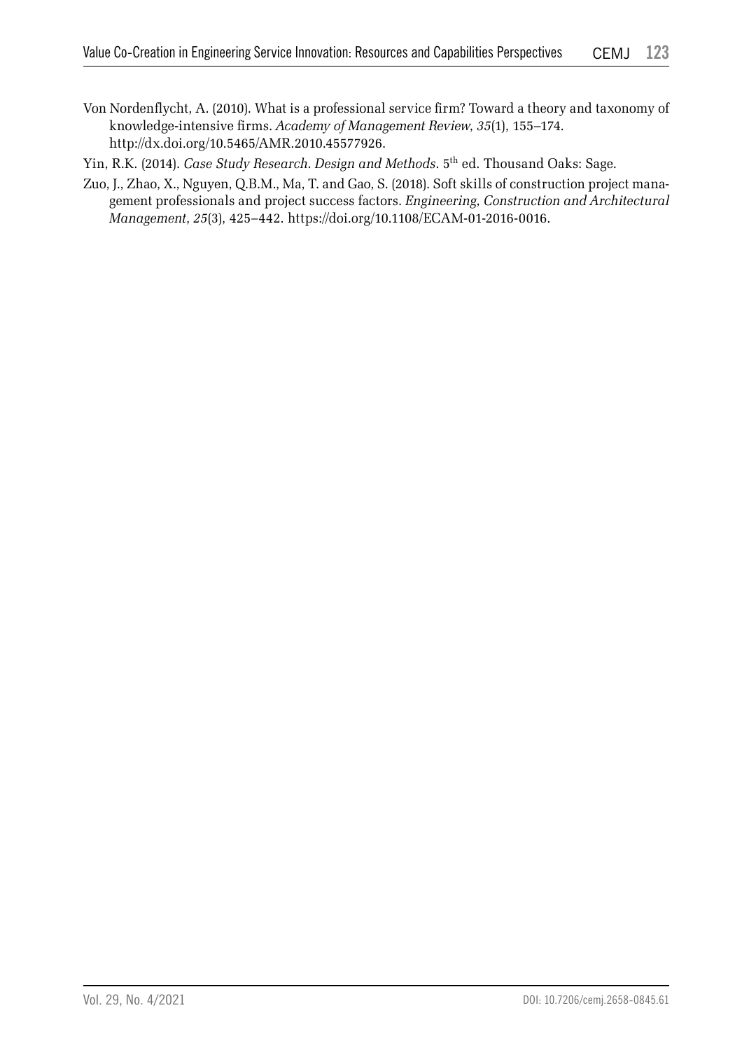Von Nordenflycht, A. (2010). What is a professional service firm? Toward a theory and taxonomy of knowledge-intensive firms. *Academy of Management Review*, *35*(1), 155–174. http://dx.doi.org/10.5465/AMR.2010.45577926.

Yin, R.K. (2014). *Case Study Research. Design and Methods*. 5th ed. Thousand Oaks: Sage.

Zuo, J., Zhao, X., Nguyen, Q.B.M., Ma, T. and Gao, S. (2018). Soft skills of construction project management professionals and project success factors. *Engineering, Construction and Architectural Management*, *25*(3), 425–442. https://doi.org/10.1108/ECAM-01-2016-0016.